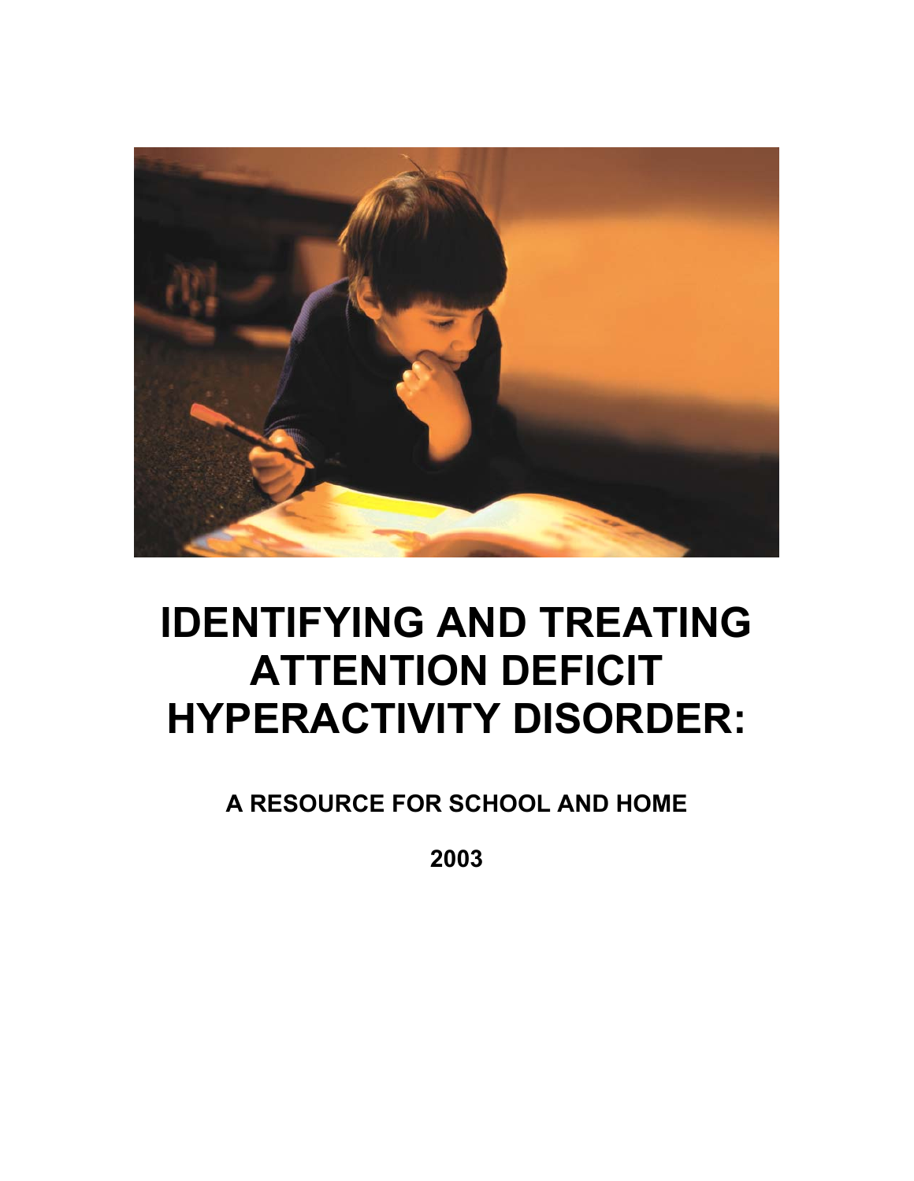# IDENTIFYING AND TREATING ATTENTION DEFICIT HYPERACTIVITY DISORDER:

## A RESOURCE FOR SCHOOL AND HOME

**2003**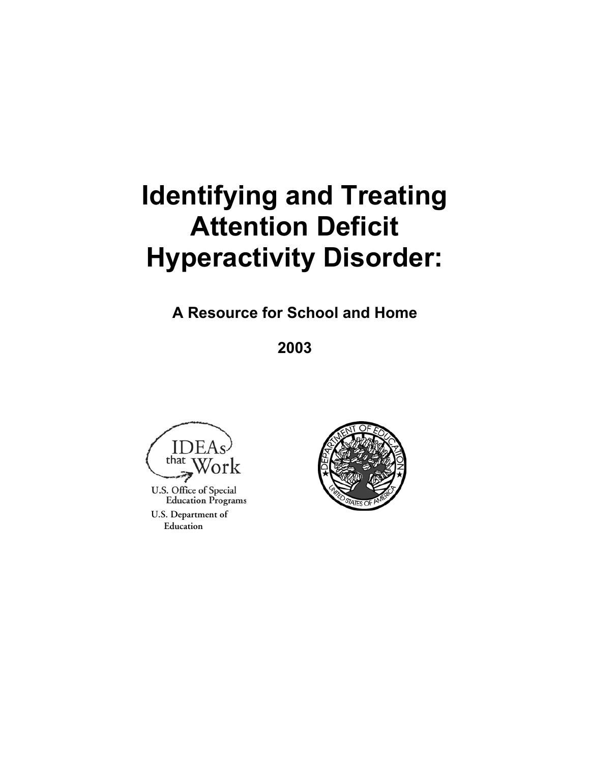# Identifying and Treating Attention Deficit Hyperactivity Disorder:

**A Resource for School and Home**

**2003**

IDEAs that Work

U.S. Office of Special Education Programs

U.S. Department of Education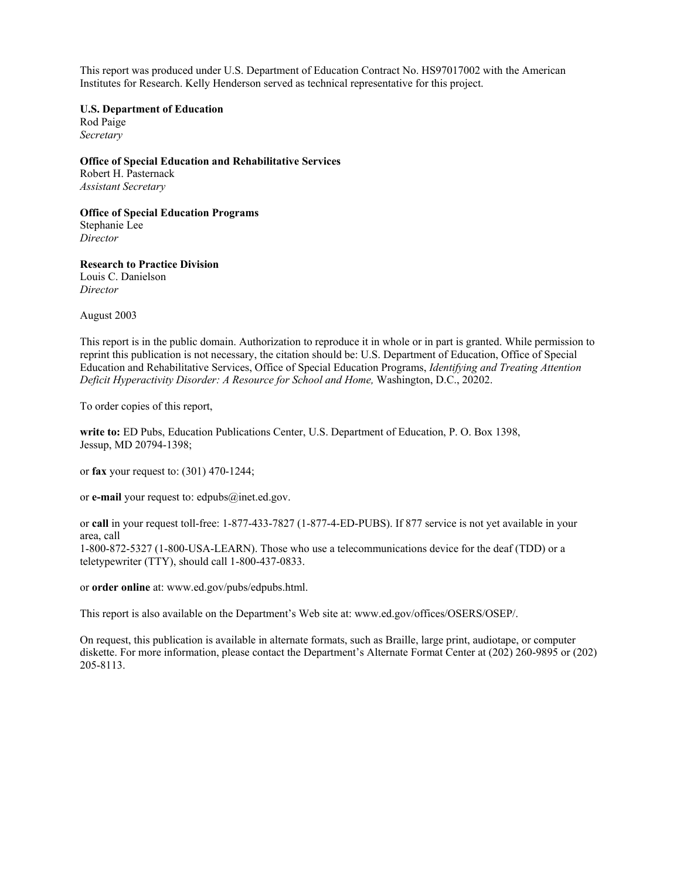This report was produced under U.S. Department of Education Contract No. HS97017002 with the American Institutes for Research. Kelly Henderson served as technical representative for this project.

**U.S. Department of Education**
Rod Paige
*Secretary*

**Office of Special Education and Rehabilitative Services**
Robert H. Pasternack
*Assistant Secretary*

**Office of Special Education Programs**
Stephanie Lee
*Director*

**Research to Practice Division**
Louis C. Danielson
*Director*

August 2003

This report is in the public domain. Authorization to reproduce it in whole or in part is granted. While permission to reprint this publication is not necessary, the citation should be: U.S. Department of Education, Office of Special Education and Rehabilitative Services, Office of Special Education Programs, *Identifying and Treating Attention Deficit Hyperactivity Disorder: A Resource for School and Home,* Washington, D.C., 20202.

To order copies of this report,

**write to:** ED Pubs, Education Publications Center, U.S. Department of Education, P. O. Box 1398, Jessup, MD 20794-1398;

or **fax** your request to: (301) 470-1244;

or **e-mail** your request to: edpubs@inet.ed.gov.

or **call** in your request toll-free: 1-877-433-7827 (1-877-4-ED-PUBS). If 877 service is not yet available in your area, call
1-800-872-5327 (1-800-USA-LEARN). Those who use a telecommunications device for the deaf (TDD) or a teletypewriter (TTY), should call 1-800-437-0833.

or **order online** at: www.ed.gov/pubs/edpubs.html.

This report is also available on the Department's Web site at: www.ed.gov/offices/OSERS/OSEP/.

On request, this publication is available in alternate formats, such as Braille, large print, audiotape, or computer diskette. For more information, please contact the Department's Alternate Format Center at (202) 260-9895 or (202) 205-8113.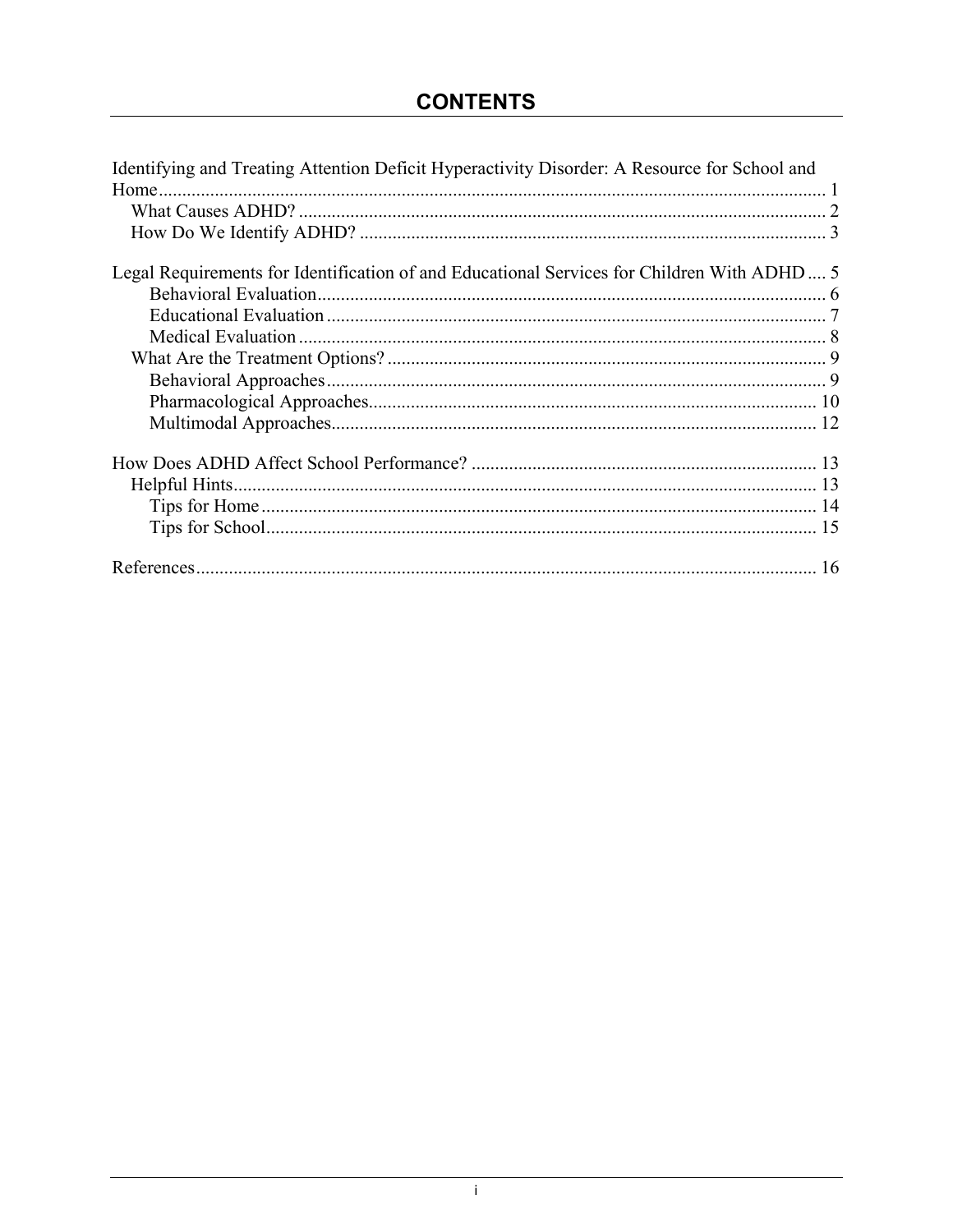# CONTENTS

Identifying and Treating Attention Deficit Hyperactivity Disorder: A Resource for School and Home ........ 1
- What Causes ADHD? ........ 2
- How Do We Identify ADHD? ........ 3

Legal Requirements for Identification of and Educational Services for Children With ADHD ........ 5
- Behavioral Evaluation ........ 6
- Educational Evaluation ........ 7
- Medical Evaluation ........ 8
- What Are the Treatment Options? ........ 9
  - Behavioral Approaches ........ 9
  - Pharmacological Approaches ........ 10
  - Multimodal Approaches ........ 12

How Does ADHD Affect School Performance? ........ 13
- Helpful Hints ........ 13
  - Tips for Home ........ 14
  - Tips for School ........ 15

References ........ 16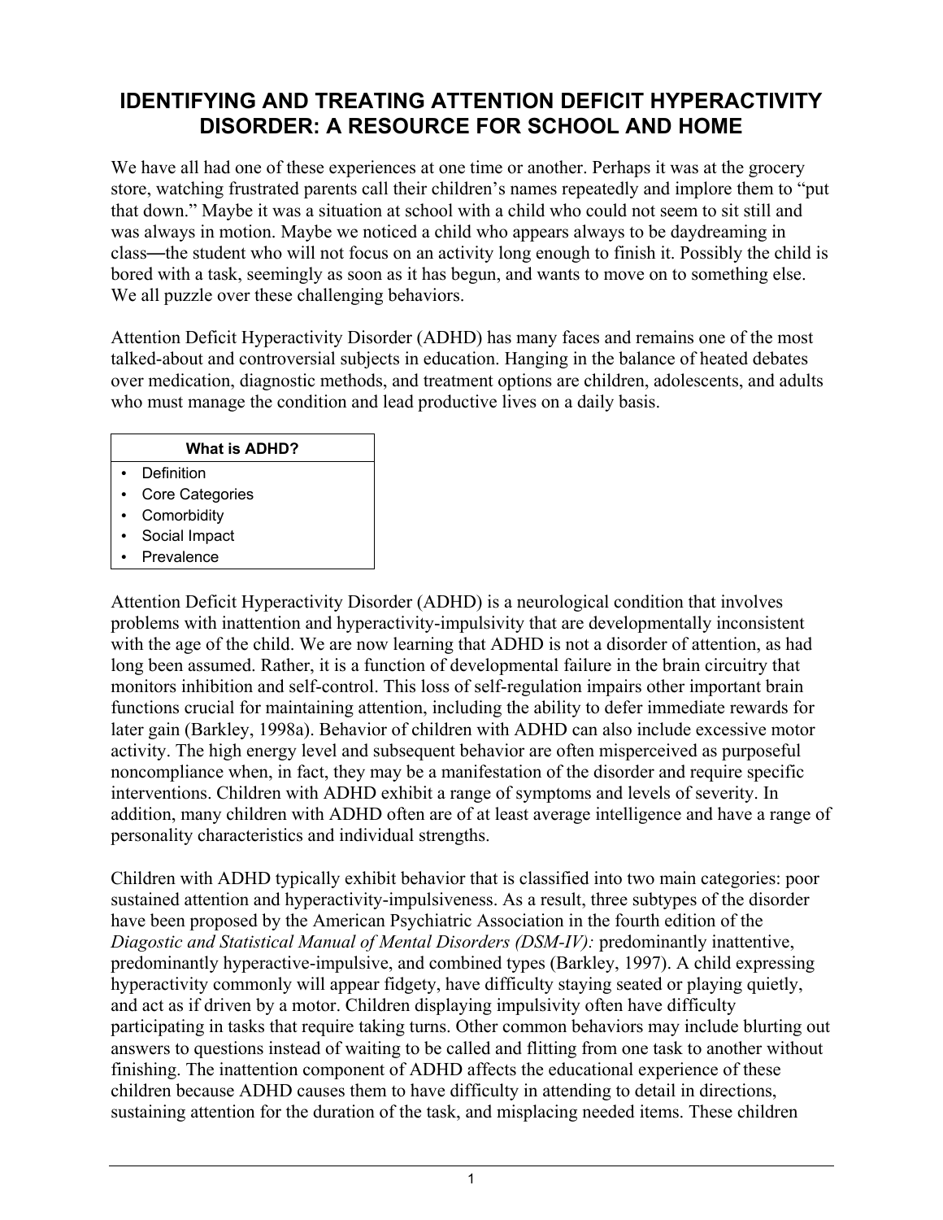# IDENTIFYING AND TREATING ATTENTION DEFICIT HYPERACTIVITY DISORDER: A RESOURCE FOR SCHOOL AND HOME

We have all had one of these experiences at one time or another. Perhaps it was at the grocery store, watching frustrated parents call their children's names repeatedly and implore them to "put that down." Maybe it was a situation at school with a child who could not seem to sit still and was always in motion. Maybe we noticed a child who appears always to be daydreaming in class—the student who will not focus on an activity long enough to finish it. Possibly the child is bored with a task, seemingly as soon as it has begun, and wants to move on to something else. We all puzzle over these challenging behaviors.

Attention Deficit Hyperactivity Disorder (ADHD) has many faces and remains one of the most talked-about and controversial subjects in education. Hanging in the balance of heated debates over medication, diagnostic methods, and treatment options are children, adolescents, and adults who must manage the condition and lead productive lives on a daily basis.

| What is ADHD? |
| --- |
| • Definition<br>• Core Categories<br>• Comorbidity<br>• Social Impact<br>• Prevalence |

Attention Deficit Hyperactivity Disorder (ADHD) is a neurological condition that involves problems with inattention and hyperactivity-impulsivity that are developmentally inconsistent with the age of the child. We are now learning that ADHD is not a disorder of attention, as had long been assumed. Rather, it is a function of developmental failure in the brain circuitry that monitors inhibition and self-control. This loss of self-regulation impairs other important brain functions crucial for maintaining attention, including the ability to defer immediate rewards for later gain (Barkley, 1998a). Behavior of children with ADHD can also include excessive motor activity. The high energy level and subsequent behavior are often misperceived as purposeful noncompliance when, in fact, they may be a manifestation of the disorder and require specific interventions. Children with ADHD exhibit a range of symptoms and levels of severity. In addition, many children with ADHD often are of at least average intelligence and have a range of personality characteristics and individual strengths.

Children with ADHD typically exhibit behavior that is classified into two main categories: poor sustained attention and hyperactivity-impulsiveness. As a result, three subtypes of the disorder have been proposed by the American Psychiatric Association in the fourth edition of the *Diagostic and Statistical Manual of Mental Disorders (DSM-IV):* predominantly inattentive, predominantly hyperactive-impulsive, and combined types (Barkley, 1997). A child expressing hyperactivity commonly will appear fidgety, have difficulty staying seated or playing quietly, and act as if driven by a motor. Children displaying impulsivity often have difficulty participating in tasks that require taking turns. Other common behaviors may include blurting out answers to questions instead of waiting to be called and flitting from one task to another without finishing. The inattention component of ADHD affects the educational experience of these children because ADHD causes them to have difficulty in attending to detail in directions, sustaining attention for the duration of the task, and misplacing needed items. These children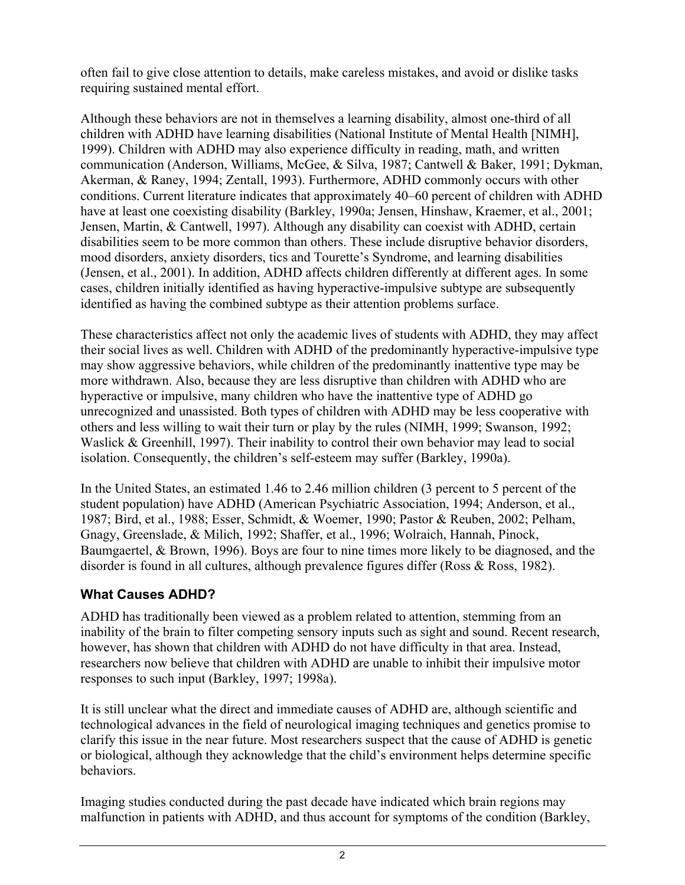often fail to give close attention to details, make careless mistakes, and avoid or dislike tasks requiring sustained mental effort.

Although these behaviors are not in themselves a learning disability, almost one-third of all children with ADHD have learning disabilities (National Institute of Mental Health [NIMH], 1999). Children with ADHD may also experience difficulty in reading, math, and written communication (Anderson, Williams, McGee, & Silva, 1987; Cantwell & Baker, 1991; Dykman, Akerman, & Raney, 1994; Zentall, 1993). Furthermore, ADHD commonly occurs with other conditions. Current literature indicates that approximately 40–60 percent of children with ADHD have at least one coexisting disability (Barkley, 1990a; Jensen, Hinshaw, Kraemer, et al., 2001; Jensen, Martin, & Cantwell, 1997). Although any disability can coexist with ADHD, certain disabilities seem to be more common than others. These include disruptive behavior disorders, mood disorders, anxiety disorders, tics and Tourette's Syndrome, and learning disabilities (Jensen, et al., 2001). In addition, ADHD affects children differently at different ages. In some cases, children initially identified as having hyperactive-impulsive subtype are subsequently identified as having the combined subtype as their attention problems surface.

These characteristics affect not only the academic lives of students with ADHD, they may affect their social lives as well. Children with ADHD of the predominantly hyperactive-impulsive type may show aggressive behaviors, while children of the predominantly inattentive type may be more withdrawn. Also, because they are less disruptive than children with ADHD who are hyperactive or impulsive, many children who have the inattentive type of ADHD go unrecognized and unassisted. Both types of children with ADHD may be less cooperative with others and less willing to wait their turn or play by the rules (NIMH, 1999; Swanson, 1992; Waslick & Greenhill, 1997). Their inability to control their own behavior may lead to social isolation. Consequently, the children's self-esteem may suffer (Barkley, 1990a).

In the United States, an estimated 1.46 to 2.46 million children (3 percent to 5 percent of the student population) have ADHD (American Psychiatric Association, 1994; Anderson, et al., 1987; Bird, et al., 1988; Esser, Schmidt, & Woemer, 1990; Pastor & Reuben, 2002; Pelham, Gnagy, Greenslade, & Milich, 1992; Shaffer, et al., 1996; Wolraich, Hannah, Pinock, Baumgaertel, & Brown, 1996). Boys are four to nine times more likely to be diagnosed, and the disorder is found in all cultures, although prevalence figures differ (Ross & Ross, 1982).

### What Causes ADHD?

ADHD has traditionally been viewed as a problem related to attention, stemming from an inability of the brain to filter competing sensory inputs such as sight and sound. Recent research, however, has shown that children with ADHD do not have difficulty in that area. Instead, researchers now believe that children with ADHD are unable to inhibit their impulsive motor responses to such input (Barkley, 1997; 1998a).

It is still unclear what the direct and immediate causes of ADHD are, although scientific and technological advances in the field of neurological imaging techniques and genetics promise to clarify this issue in the near future. Most researchers suspect that the cause of ADHD is genetic or biological, although they acknowledge that the child's environment helps determine specific behaviors.

Imaging studies conducted during the past decade have indicated which brain regions may malfunction in patients with ADHD, and thus account for symptoms of the condition (Barkley,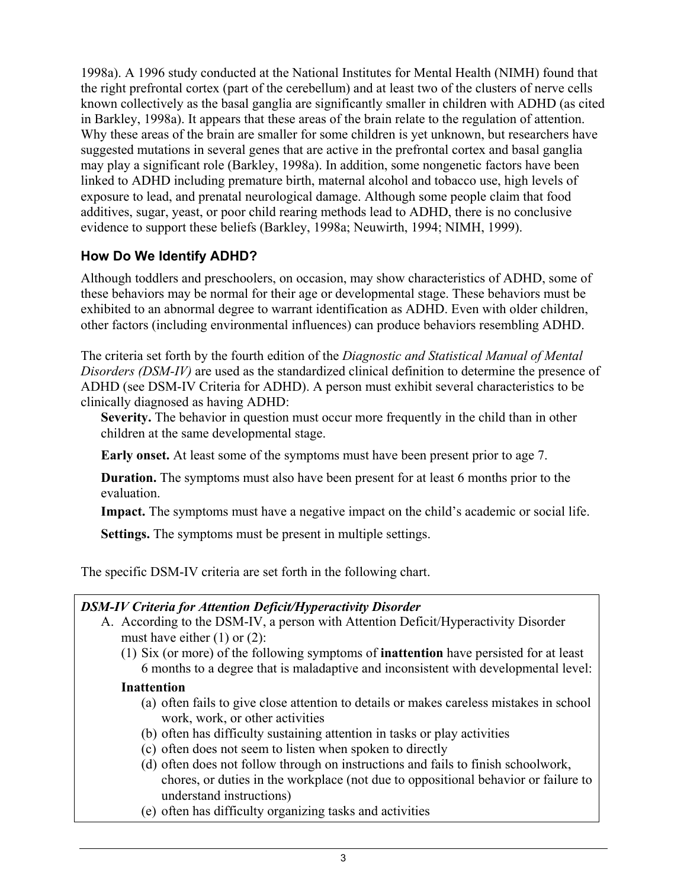1998a). A 1996 study conducted at the National Institutes for Mental Health (NIMH) found that the right prefrontal cortex (part of the cerebellum) and at least two of the clusters of nerve cells known collectively as the basal ganglia are significantly smaller in children with ADHD (as cited in Barkley, 1998a). It appears that these areas of the brain relate to the regulation of attention. Why these areas of the brain are smaller for some children is yet unknown, but researchers have suggested mutations in several genes that are active in the prefrontal cortex and basal ganglia may play a significant role (Barkley, 1998a). In addition, some nongenetic factors have been linked to ADHD including premature birth, maternal alcohol and tobacco use, high levels of exposure to lead, and prenatal neurological damage. Although some people claim that food additives, sugar, yeast, or poor child rearing methods lead to ADHD, there is no conclusive evidence to support these beliefs (Barkley, 1998a; Neuwirth, 1994; NIMH, 1999).

### How Do We Identify ADHD?

Although toddlers and preschoolers, on occasion, may show characteristics of ADHD, some of these behaviors may be normal for their age or developmental stage. These behaviors must be exhibited to an abnormal degree to warrant identification as ADHD. Even with older children, other factors (including environmental influences) can produce behaviors resembling ADHD.

The criteria set forth by the fourth edition of the *Diagnostic and Statistical Manual of Mental Disorders (DSM-IV)* are used as the standardized clinical definition to determine the presence of ADHD (see DSM-IV Criteria for ADHD). A person must exhibit several characteristics to be clinically diagnosed as having ADHD:

**Severity.** The behavior in question must occur more frequently in the child than in other children at the same developmental stage.

**Early onset.** At least some of the symptoms must have been present prior to age 7.

**Duration.** The symptoms must also have been present for at least 6 months prior to the evaluation.

**Impact.** The symptoms must have a negative impact on the child's academic or social life.

**Settings.** The symptoms must be present in multiple settings.

The specific DSM-IV criteria are set forth in the following chart.

***DSM-IV Criteria for Attention Deficit/Hyperactivity Disorder***

A. According to the DSM-IV, a person with Attention Deficit/Hyperactivity Disorder must have either (1) or (2):

(1) Six (or more) of the following symptoms of **inattention** have persisted for at least 6 months to a degree that is maladaptive and inconsistent with developmental level:

**Inattention**

(a) often fails to give close attention to details or makes careless mistakes in school work, work, or other activities

(b) often has difficulty sustaining attention in tasks or play activities

(c) often does not seem to listen when spoken to directly

(d) often does not follow through on instructions and fails to finish schoolwork, chores, or duties in the workplace (not due to oppositional behavior or failure to understand instructions)

(e) often has difficulty organizing tasks and activities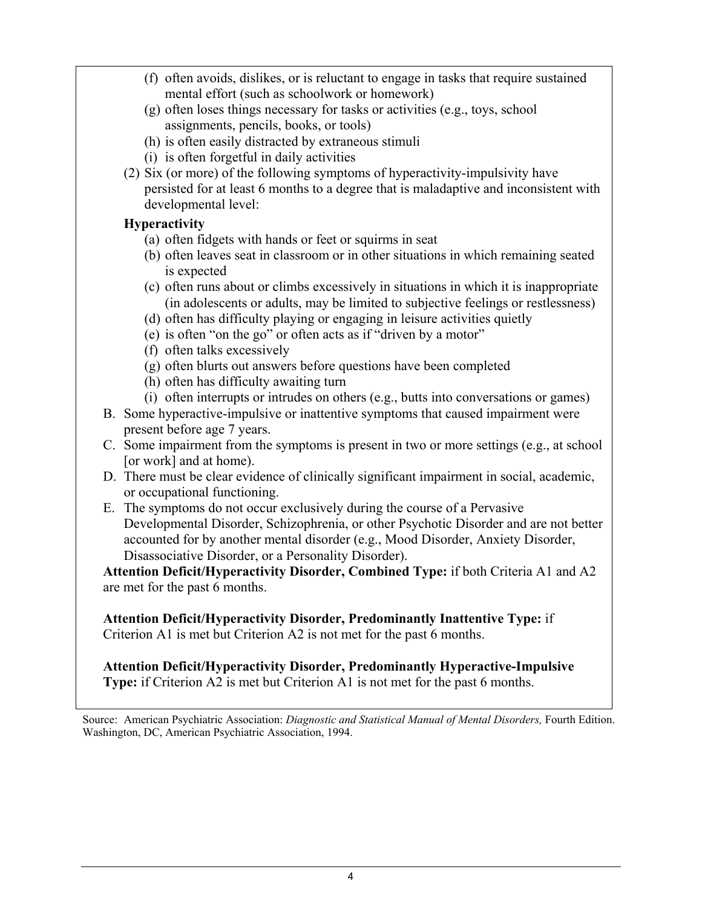- (f) often avoids, dislikes, or is reluctant to engage in tasks that require sustained mental effort (such as schoolwork or homework)
- (g) often loses things necessary for tasks or activities (e.g., toys, school assignments, pencils, books, or tools)
- (h) is often easily distracted by extraneous stimuli
- (i) is often forgetful in daily activities

(2) Six (or more) of the following symptoms of hyperactivity-impulsivity have persisted for at least 6 months to a degree that is maladaptive and inconsistent with developmental level:

**Hyperactivity**

- (a) often fidgets with hands or feet or squirms in seat
- (b) often leaves seat in classroom or in other situations in which remaining seated is expected
- (c) often runs about or climbs excessively in situations in which it is inappropriate (in adolescents or adults, may be limited to subjective feelings or restlessness)
- (d) often has difficulty playing or engaging in leisure activities quietly
- (e) is often "on the go" or often acts as if "driven by a motor"
- (f) often talks excessively
- (g) often blurts out answers before questions have been completed
- (h) often has difficulty awaiting turn
- (i) often interrupts or intrudes on others (e.g., butts into conversations or games)

B. Some hyperactive-impulsive or inattentive symptoms that caused impairment were present before age 7 years.

C. Some impairment from the symptoms is present in two or more settings (e.g., at school [or work] and at home).

D. There must be clear evidence of clinically significant impairment in social, academic, or occupational functioning.

E. The symptoms do not occur exclusively during the course of a Pervasive Developmental Disorder, Schizophrenia, or other Psychotic Disorder and are not better accounted for by another mental disorder (e.g., Mood Disorder, Anxiety Disorder, Disassociative Disorder, or a Personality Disorder).

**Attention Deficit/Hyperactivity Disorder, Combined Type:** if both Criteria A1 and A2 are met for the past 6 months.

**Attention Deficit/Hyperactivity Disorder, Predominantly Inattentive Type:** if Criterion A1 is met but Criterion A2 is not met for the past 6 months.

**Attention Deficit/Hyperactivity Disorder, Predominantly Hyperactive-Impulsive Type:** if Criterion A2 is met but Criterion A1 is not met for the past 6 months.

Source: American Psychiatric Association: *Diagnostic and Statistical Manual of Mental Disorders,* Fourth Edition. Washington, DC, American Psychiatric Association, 1994.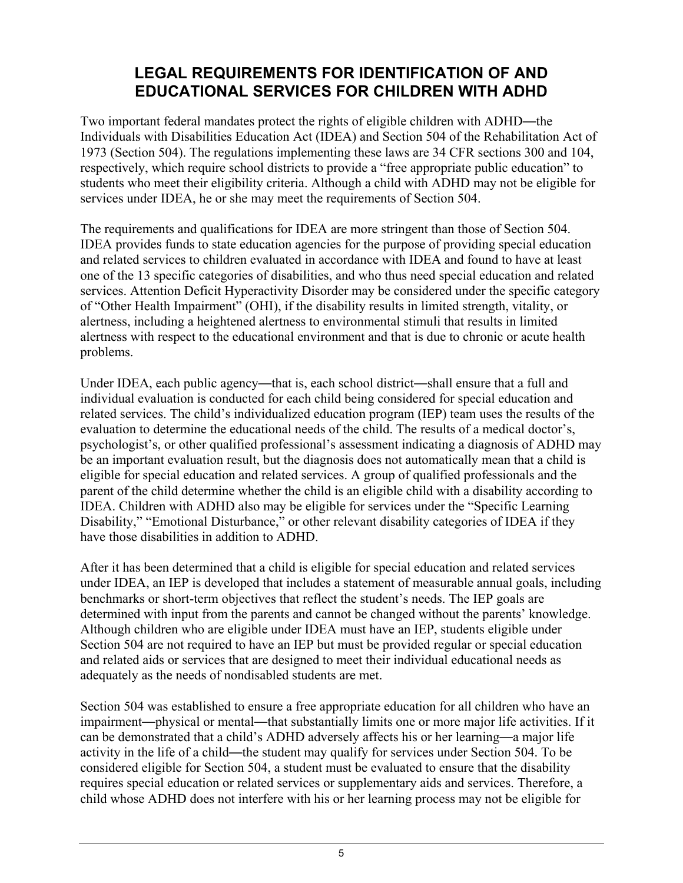## LEGAL REQUIREMENTS FOR IDENTIFICATION OF AND EDUCATIONAL SERVICES FOR CHILDREN WITH ADHD

Two important federal mandates protect the rights of eligible children with ADHD—the Individuals with Disabilities Education Act (IDEA) and Section 504 of the Rehabilitation Act of 1973 (Section 504). The regulations implementing these laws are 34 CFR sections 300 and 104, respectively, which require school districts to provide a "free appropriate public education" to students who meet their eligibility criteria. Although a child with ADHD may not be eligible for services under IDEA, he or she may meet the requirements of Section 504.

The requirements and qualifications for IDEA are more stringent than those of Section 504. IDEA provides funds to state education agencies for the purpose of providing special education and related services to children evaluated in accordance with IDEA and found to have at least one of the 13 specific categories of disabilities, and who thus need special education and related services. Attention Deficit Hyperactivity Disorder may be considered under the specific category of "Other Health Impairment" (OHI), if the disability results in limited strength, vitality, or alertness, including a heightened alertness to environmental stimuli that results in limited alertness with respect to the educational environment and that is due to chronic or acute health problems.

Under IDEA, each public agency—that is, each school district—shall ensure that a full and individual evaluation is conducted for each child being considered for special education and related services. The child's individualized education program (IEP) team uses the results of the evaluation to determine the educational needs of the child. The results of a medical doctor's, psychologist's, or other qualified professional's assessment indicating a diagnosis of ADHD may be an important evaluation result, but the diagnosis does not automatically mean that a child is eligible for special education and related services. A group of qualified professionals and the parent of the child determine whether the child is an eligible child with a disability according to IDEA. Children with ADHD also may be eligible for services under the "Specific Learning Disability," "Emotional Disturbance," or other relevant disability categories of IDEA if they have those disabilities in addition to ADHD.

After it has been determined that a child is eligible for special education and related services under IDEA, an IEP is developed that includes a statement of measurable annual goals, including benchmarks or short-term objectives that reflect the student's needs. The IEP goals are determined with input from the parents and cannot be changed without the parents' knowledge. Although children who are eligible under IDEA must have an IEP, students eligible under Section 504 are not required to have an IEP but must be provided regular or special education and related aids or services that are designed to meet their individual educational needs as adequately as the needs of nondisabled students are met.

Section 504 was established to ensure a free appropriate education for all children who have an impairment—physical or mental—that substantially limits one or more major life activities. If it can be demonstrated that a child's ADHD adversely affects his or her learning—a major life activity in the life of a child—the student may qualify for services under Section 504. To be considered eligible for Section 504, a student must be evaluated to ensure that the disability requires special education or related services or supplementary aids and services. Therefore, a child whose ADHD does not interfere with his or her learning process may not be eligible for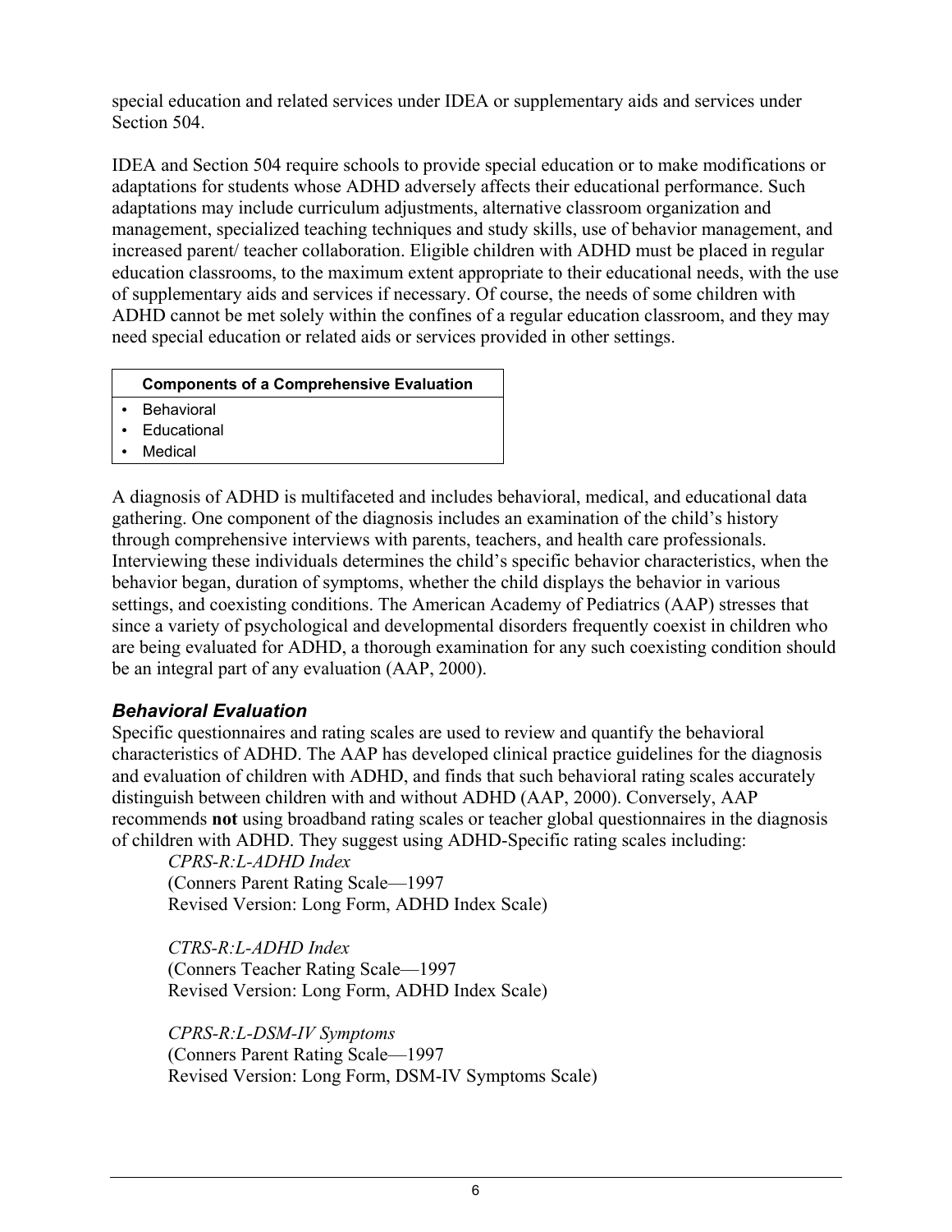special education and related services under IDEA or supplementary aids and services under Section 504.

IDEA and Section 504 require schools to provide special education or to make modifications or adaptations for students whose ADHD adversely affects their educational performance. Such adaptations may include curriculum adjustments, alternative classroom organization and management, specialized teaching techniques and study skills, use of behavior management, and increased parent/ teacher collaboration. Eligible children with ADHD must be placed in regular education classrooms, to the maximum extent appropriate to their educational needs, with the use of supplementary aids and services if necessary. Of course, the needs of some children with ADHD cannot be met solely within the confines of a regular education classroom, and they may need special education or related aids or services provided in other settings.

| Components of a Comprehensive Evaluation |
|---|
| • Behavioral<br>• Educational<br>• Medical |

A diagnosis of ADHD is multifaceted and includes behavioral, medical, and educational data gathering. One component of the diagnosis includes an examination of the child's history through comprehensive interviews with parents, teachers, and health care professionals. Interviewing these individuals determines the child's specific behavior characteristics, when the behavior began, duration of symptoms, whether the child displays the behavior in various settings, and coexisting conditions. The American Academy of Pediatrics (AAP) stresses that since a variety of psychological and developmental disorders frequently coexist in children who are being evaluated for ADHD, a thorough examination for any such coexisting condition should be an integral part of any evaluation (AAP, 2000).

### *Behavioral Evaluation*

Specific questionnaires and rating scales are used to review and quantify the behavioral characteristics of ADHD. The AAP has developed clinical practice guidelines for the diagnosis and evaluation of children with ADHD, and finds that such behavioral rating scales accurately distinguish between children with and without ADHD (AAP, 2000). Conversely, AAP recommends **not** using broadband rating scales or teacher global questionnaires in the diagnosis of children with ADHD. They suggest using ADHD-Specific rating scales including:

*CPRS-R:L-ADHD Index*
(Conners Parent Rating Scale—1997
Revised Version: Long Form, ADHD Index Scale)

*CTRS-R:L-ADHD Index*
(Conners Teacher Rating Scale—1997
Revised Version: Long Form, ADHD Index Scale)

*CPRS-R:L-DSM-IV Symptoms*
(Conners Parent Rating Scale—1997
Revised Version: Long Form, DSM-IV Symptoms Scale)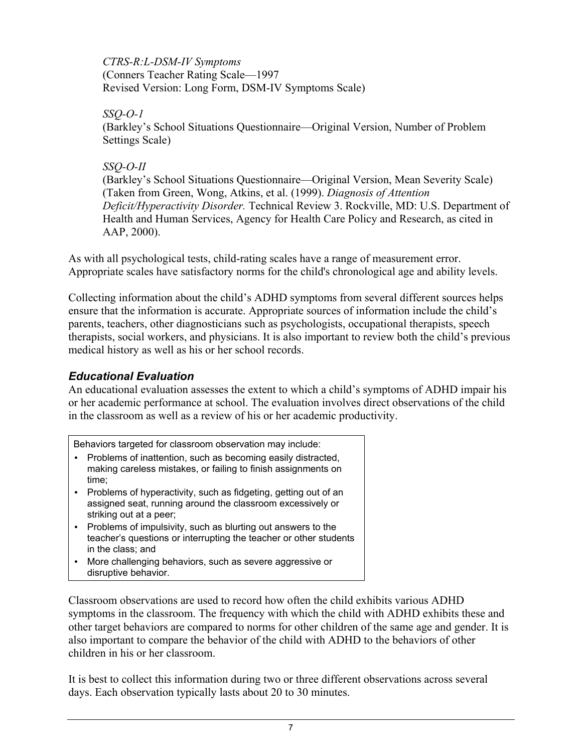*CTRS-R:L-DSM-IV Symptoms*
(Conners Teacher Rating Scale—1997
Revised Version: Long Form, DSM-IV Symptoms Scale)

*SSQ-O-1*
(Barkley's School Situations Questionnaire—Original Version, Number of Problem Settings Scale)

*SSQ-O-II*
(Barkley's School Situations Questionnaire—Original Version, Mean Severity Scale)
(Taken from Green, Wong, Atkins, et al. (1999). *Diagnosis of Attention Deficit/Hyperactivity Disorder.* Technical Review 3. Rockville, MD: U.S. Department of Health and Human Services, Agency for Health Care Policy and Research, as cited in AAP, 2000).

As with all psychological tests, child-rating scales have a range of measurement error. Appropriate scales have satisfactory norms for the child's chronological age and ability levels.

Collecting information about the child's ADHD symptoms from several different sources helps ensure that the information is accurate. Appropriate sources of information include the child's parents, teachers, other diagnosticians such as psychologists, occupational therapists, speech therapists, social workers, and physicians. It is also important to review both the child's previous medical history as well as his or her school records.

### *Educational Evaluation*

An educational evaluation assesses the extent to which a child's symptoms of ADHD impair his or her academic performance at school. The evaluation involves direct observations of the child in the classroom as well as a review of his or her academic productivity.

Behaviors targeted for classroom observation may include:

- Problems of inattention, such as becoming easily distracted, making careless mistakes, or failing to finish assignments on time;
- Problems of hyperactivity, such as fidgeting, getting out of an assigned seat, running around the classroom excessively or striking out at a peer;
- Problems of impulsivity, such as blurting out answers to the teacher's questions or interrupting the teacher or other students in the class; and
- More challenging behaviors, such as severe aggressive or disruptive behavior.

Classroom observations are used to record how often the child exhibits various ADHD symptoms in the classroom. The frequency with which the child with ADHD exhibits these and other target behaviors are compared to norms for other children of the same age and gender. It is also important to compare the behavior of the child with ADHD to the behaviors of other children in his or her classroom.

It is best to collect this information during two or three different observations across several days. Each observation typically lasts about 20 to 30 minutes.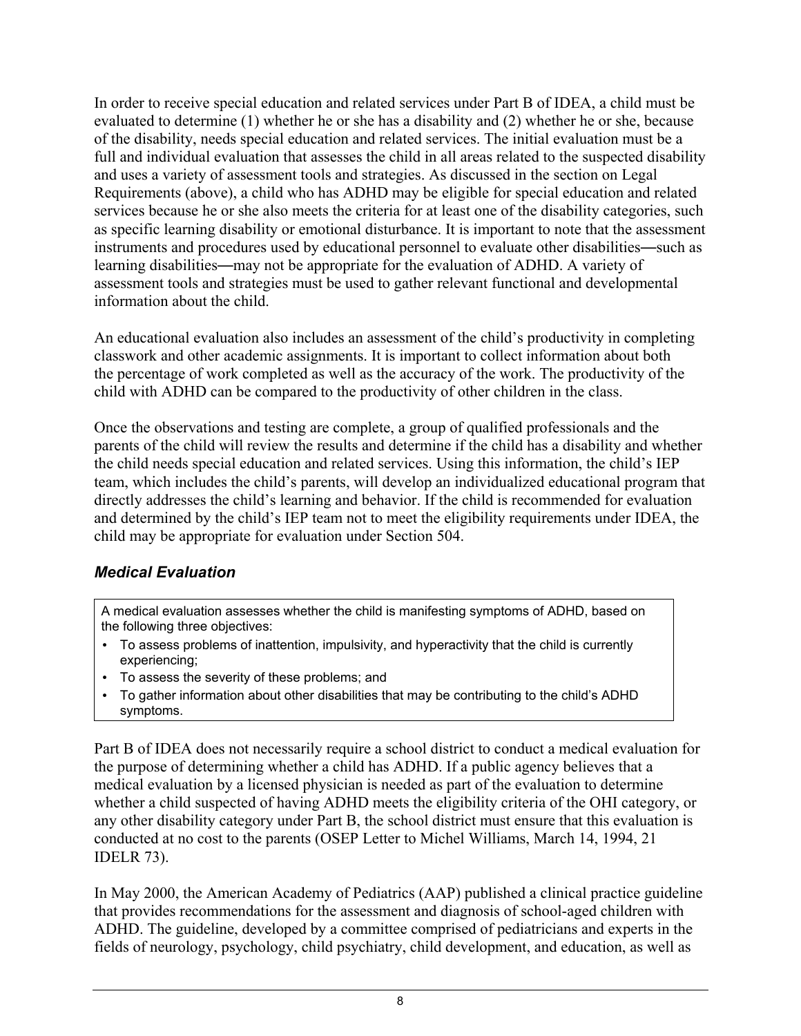In order to receive special education and related services under Part B of IDEA, a child must be evaluated to determine (1) whether he or she has a disability and (2) whether he or she, because of the disability, needs special education and related services. The initial evaluation must be a full and individual evaluation that assesses the child in all areas related to the suspected disability and uses a variety of assessment tools and strategies. As discussed in the section on Legal Requirements (above), a child who has ADHD may be eligible for special education and related services because he or she also meets the criteria for at least one of the disability categories, such as specific learning disability or emotional disturbance. It is important to note that the assessment instruments and procedures used by educational personnel to evaluate other disabilities—such as learning disabilities—may not be appropriate for the evaluation of ADHD. A variety of assessment tools and strategies must be used to gather relevant functional and developmental information about the child.

An educational evaluation also includes an assessment of the child's productivity in completing classwork and other academic assignments. It is important to collect information about both the percentage of work completed as well as the accuracy of the work. The productivity of the child with ADHD can be compared to the productivity of other children in the class.

Once the observations and testing are complete, a group of qualified professionals and the parents of the child will review the results and determine if the child has a disability and whether the child needs special education and related services. Using this information, the child's IEP team, which includes the child's parents, will develop an individualized educational program that directly addresses the child's learning and behavior. If the child is recommended for evaluation and determined by the child's IEP team not to meet the eligibility requirements under IDEA, the child may be appropriate for evaluation under Section 504.

### *Medical Evaluation*

A medical evaluation assesses whether the child is manifesting symptoms of ADHD, based on the following three objectives:

- To assess problems of inattention, impulsivity, and hyperactivity that the child is currently experiencing;
- To assess the severity of these problems; and
- To gather information about other disabilities that may be contributing to the child's ADHD symptoms.

Part B of IDEA does not necessarily require a school district to conduct a medical evaluation for the purpose of determining whether a child has ADHD. If a public agency believes that a medical evaluation by a licensed physician is needed as part of the evaluation to determine whether a child suspected of having ADHD meets the eligibility criteria of the OHI category, or any other disability category under Part B, the school district must ensure that this evaluation is conducted at no cost to the parents (OSEP Letter to Michel Williams, March 14, 1994, 21 IDELR 73).

In May 2000, the American Academy of Pediatrics (AAP) published a clinical practice guideline that provides recommendations for the assessment and diagnosis of school-aged children with ADHD. The guideline, developed by a committee comprised of pediatricians and experts in the fields of neurology, psychology, child psychiatry, child development, and education, as well as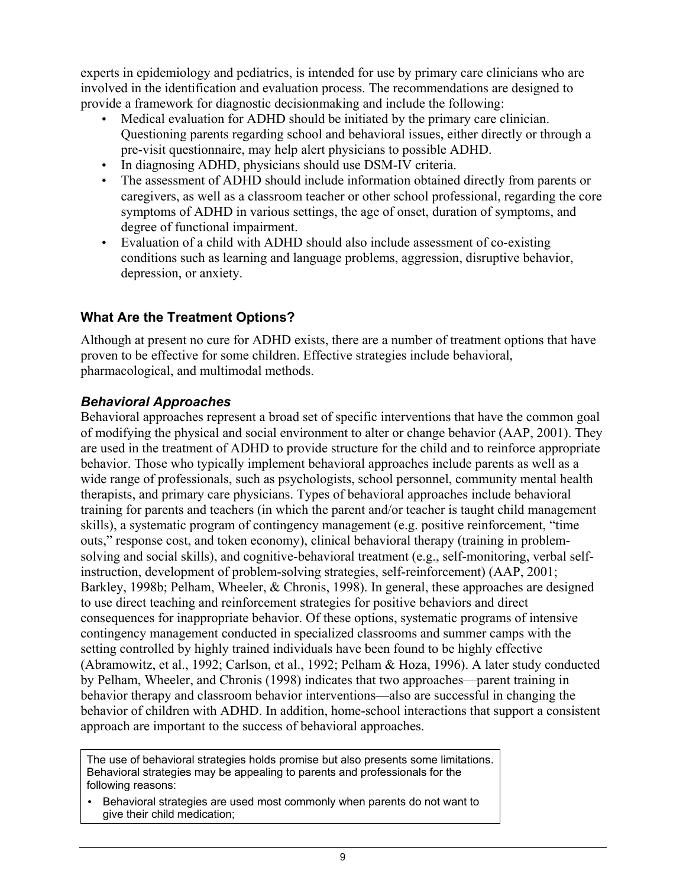experts in epidemiology and pediatrics, is intended for use by primary care clinicians who are involved in the identification and evaluation process. The recommendations are designed to provide a framework for diagnostic decisionmaking and include the following:

- Medical evaluation for ADHD should be initiated by the primary care clinician. Questioning parents regarding school and behavioral issues, either directly or through a pre-visit questionnaire, may help alert physicians to possible ADHD.
- In diagnosing ADHD, physicians should use DSM-IV criteria.
- The assessment of ADHD should include information obtained directly from parents or caregivers, as well as a classroom teacher or other school professional, regarding the core symptoms of ADHD in various settings, the age of onset, duration of symptoms, and degree of functional impairment.
- Evaluation of a child with ADHD should also include assessment of co-existing conditions such as learning and language problems, aggression, disruptive behavior, depression, or anxiety.

## What Are the Treatment Options?

Although at present no cure for ADHD exists, there are a number of treatment options that have proven to be effective for some children. Effective strategies include behavioral, pharmacological, and multimodal methods.

### *Behavioral Approaches*

Behavioral approaches represent a broad set of specific interventions that have the common goal of modifying the physical and social environment to alter or change behavior (AAP, 2001). They are used in the treatment of ADHD to provide structure for the child and to reinforce appropriate behavior. Those who typically implement behavioral approaches include parents as well as a wide range of professionals, such as psychologists, school personnel, community mental health therapists, and primary care physicians. Types of behavioral approaches include behavioral training for parents and teachers (in which the parent and/or teacher is taught child management skills), a systematic program of contingency management (e.g. positive reinforcement, "time outs," response cost, and token economy), clinical behavioral therapy (training in problem-solving and social skills), and cognitive-behavioral treatment (e.g., self-monitoring, verbal self-instruction, development of problem-solving strategies, self-reinforcement) (AAP, 2001; Barkley, 1998b; Pelham, Wheeler, & Chronis, 1998). In general, these approaches are designed to use direct teaching and reinforcement strategies for positive behaviors and direct consequences for inappropriate behavior. Of these options, systematic programs of intensive contingency management conducted in specialized classrooms and summer camps with the setting controlled by highly trained individuals have been found to be highly effective (Abramowitz, et al., 1992; Carlson, et al., 1992; Pelham & Hoza, 1996). A later study conducted by Pelham, Wheeler, and Chronis (1998) indicates that two approaches—parent training in behavior therapy and classroom behavior interventions—also are successful in changing the behavior of children with ADHD. In addition, home-school interactions that support a consistent approach are important to the success of behavioral approaches.

> The use of behavioral strategies holds promise but also presents some limitations. Behavioral strategies may be appealing to parents and professionals for the following reasons:
>
> - Behavioral strategies are used most commonly when parents do not want to give their child medication;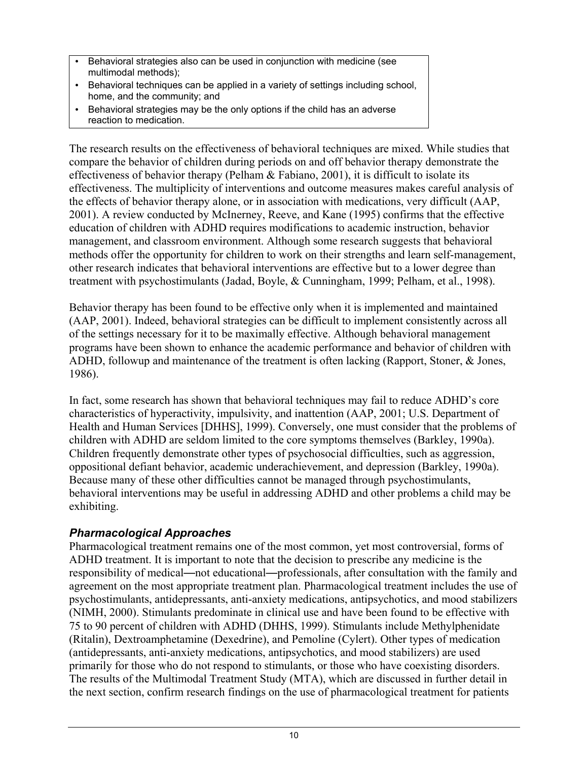- Behavioral strategies also can be used in conjunction with medicine (see multimodal methods);
- Behavioral techniques can be applied in a variety of settings including school, home, and the community; and
- Behavioral strategies may be the only options if the child has an adverse reaction to medication.

The research results on the effectiveness of behavioral techniques are mixed. While studies that compare the behavior of children during periods on and off behavior therapy demonstrate the effectiveness of behavior therapy (Pelham & Fabiano, 2001), it is difficult to isolate its effectiveness. The multiplicity of interventions and outcome measures makes careful analysis of the effects of behavior therapy alone, or in association with medications, very difficult (AAP, 2001). A review conducted by McInerney, Reeve, and Kane (1995) confirms that the effective education of children with ADHD requires modifications to academic instruction, behavior management, and classroom environment. Although some research suggests that behavioral methods offer the opportunity for children to work on their strengths and learn self-management, other research indicates that behavioral interventions are effective but to a lower degree than treatment with psychostimulants (Jadad, Boyle, & Cunningham, 1999; Pelham, et al., 1998).

Behavior therapy has been found to be effective only when it is implemented and maintained (AAP, 2001). Indeed, behavioral strategies can be difficult to implement consistently across all of the settings necessary for it to be maximally effective. Although behavioral management programs have been shown to enhance the academic performance and behavior of children with ADHD, followup and maintenance of the treatment is often lacking (Rapport, Stoner, & Jones, 1986).

In fact, some research has shown that behavioral techniques may fail to reduce ADHD's core characteristics of hyperactivity, impulsivity, and inattention (AAP, 2001; U.S. Department of Health and Human Services [DHHS], 1999). Conversely, one must consider that the problems of children with ADHD are seldom limited to the core symptoms themselves (Barkley, 1990a). Children frequently demonstrate other types of psychosocial difficulties, such as aggression, oppositional defiant behavior, academic underachievement, and depression (Barkley, 1990a). Because many of these other difficulties cannot be managed through psychostimulants, behavioral interventions may be useful in addressing ADHD and other problems a child may be exhibiting.

### *Pharmacological Approaches*

Pharmacological treatment remains one of the most common, yet most controversial, forms of ADHD treatment. It is important to note that the decision to prescribe any medicine is the responsibility of medical—not educational—professionals, after consultation with the family and agreement on the most appropriate treatment plan. Pharmacological treatment includes the use of psychostimulants, antidepressants, anti-anxiety medications, antipsychotics, and mood stabilizers (NIMH, 2000). Stimulants predominate in clinical use and have been found to be effective with 75 to 90 percent of children with ADHD (DHHS, 1999). Stimulants include Methylphenidate (Ritalin), Dextroamphetamine (Dexedrine), and Pemoline (Cylert). Other types of medication (antidepressants, anti-anxiety medications, antipsychotics, and mood stabilizers) are used primarily for those who do not respond to stimulants, or those who have coexisting disorders. The results of the Multimodal Treatment Study (MTA), which are discussed in further detail in the next section, confirm research findings on the use of pharmacological treatment for patients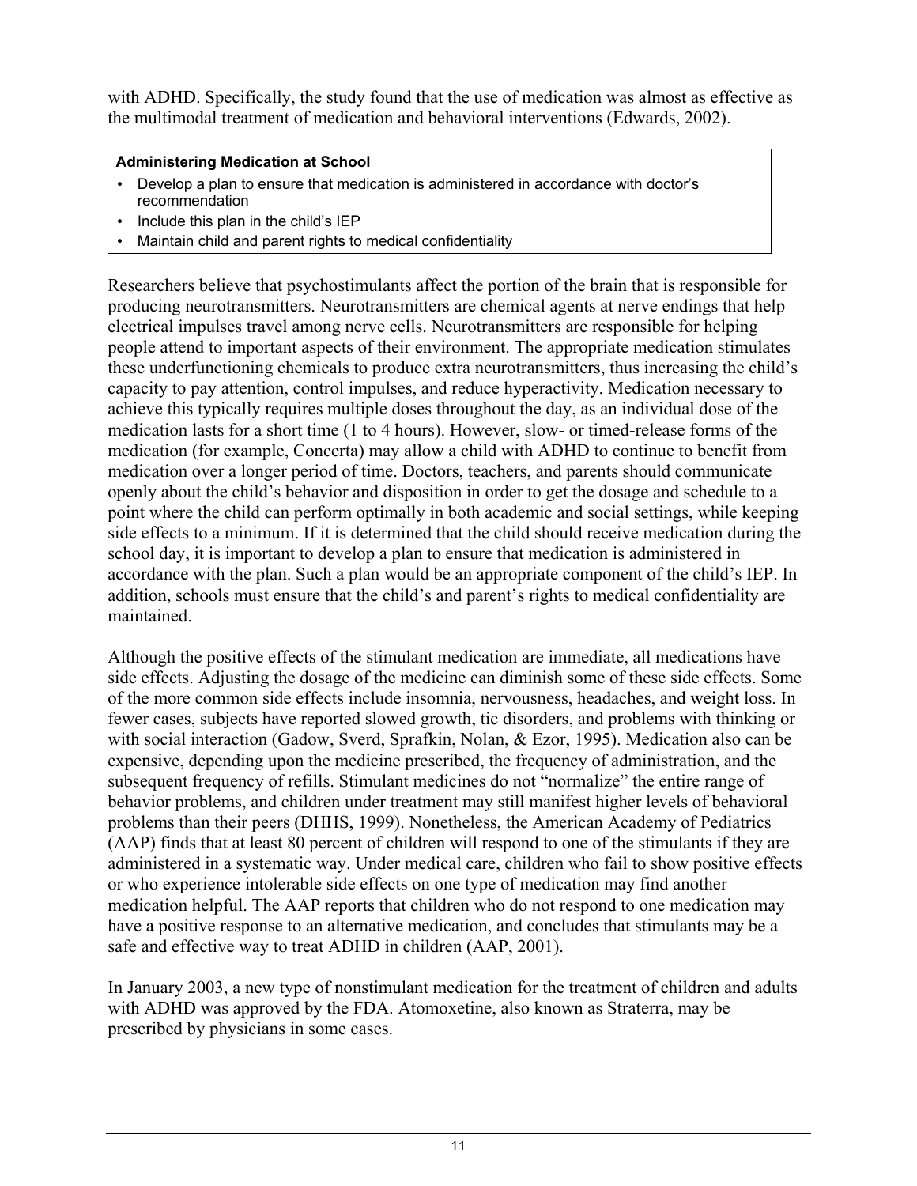with ADHD. Specifically, the study found that the use of medication was almost as effective as the multimodal treatment of medication and behavioral interventions (Edwards, 2002).

> **Administering Medication at School**
>
> - Develop a plan to ensure that medication is administered in accordance with doctor's recommendation
> - Include this plan in the child's IEP
> - Maintain child and parent rights to medical confidentiality

Researchers believe that psychostimulants affect the portion of the brain that is responsible for producing neurotransmitters. Neurotransmitters are chemical agents at nerve endings that help electrical impulses travel among nerve cells. Neurotransmitters are responsible for helping people attend to important aspects of their environment. The appropriate medication stimulates these underfunctioning chemicals to produce extra neurotransmitters, thus increasing the child's capacity to pay attention, control impulses, and reduce hyperactivity. Medication necessary to achieve this typically requires multiple doses throughout the day, as an individual dose of the medication lasts for a short time (1 to 4 hours). However, slow- or timed-release forms of the medication (for example, Concerta) may allow a child with ADHD to continue to benefit from medication over a longer period of time. Doctors, teachers, and parents should communicate openly about the child's behavior and disposition in order to get the dosage and schedule to a point where the child can perform optimally in both academic and social settings, while keeping side effects to a minimum. If it is determined that the child should receive medication during the school day, it is important to develop a plan to ensure that medication is administered in accordance with the plan. Such a plan would be an appropriate component of the child's IEP. In addition, schools must ensure that the child's and parent's rights to medical confidentiality are maintained.

Although the positive effects of the stimulant medication are immediate, all medications have side effects. Adjusting the dosage of the medicine can diminish some of these side effects. Some of the more common side effects include insomnia, nervousness, headaches, and weight loss. In fewer cases, subjects have reported slowed growth, tic disorders, and problems with thinking or with social interaction (Gadow, Sverd, Sprafkin, Nolan, & Ezor, 1995). Medication also can be expensive, depending upon the medicine prescribed, the frequency of administration, and the subsequent frequency of refills. Stimulant medicines do not "normalize" the entire range of behavior problems, and children under treatment may still manifest higher levels of behavioral problems than their peers (DHHS, 1999). Nonetheless, the American Academy of Pediatrics (AAP) finds that at least 80 percent of children will respond to one of the stimulants if they are administered in a systematic way. Under medical care, children who fail to show positive effects or who experience intolerable side effects on one type of medication may find another medication helpful. The AAP reports that children who do not respond to one medication may have a positive response to an alternative medication, and concludes that stimulants may be a safe and effective way to treat ADHD in children (AAP, 2001).

In January 2003, a new type of nonstimulant medication for the treatment of children and adults with ADHD was approved by the FDA. Atomoxetine, also known as Straterra, may be prescribed by physicians in some cases.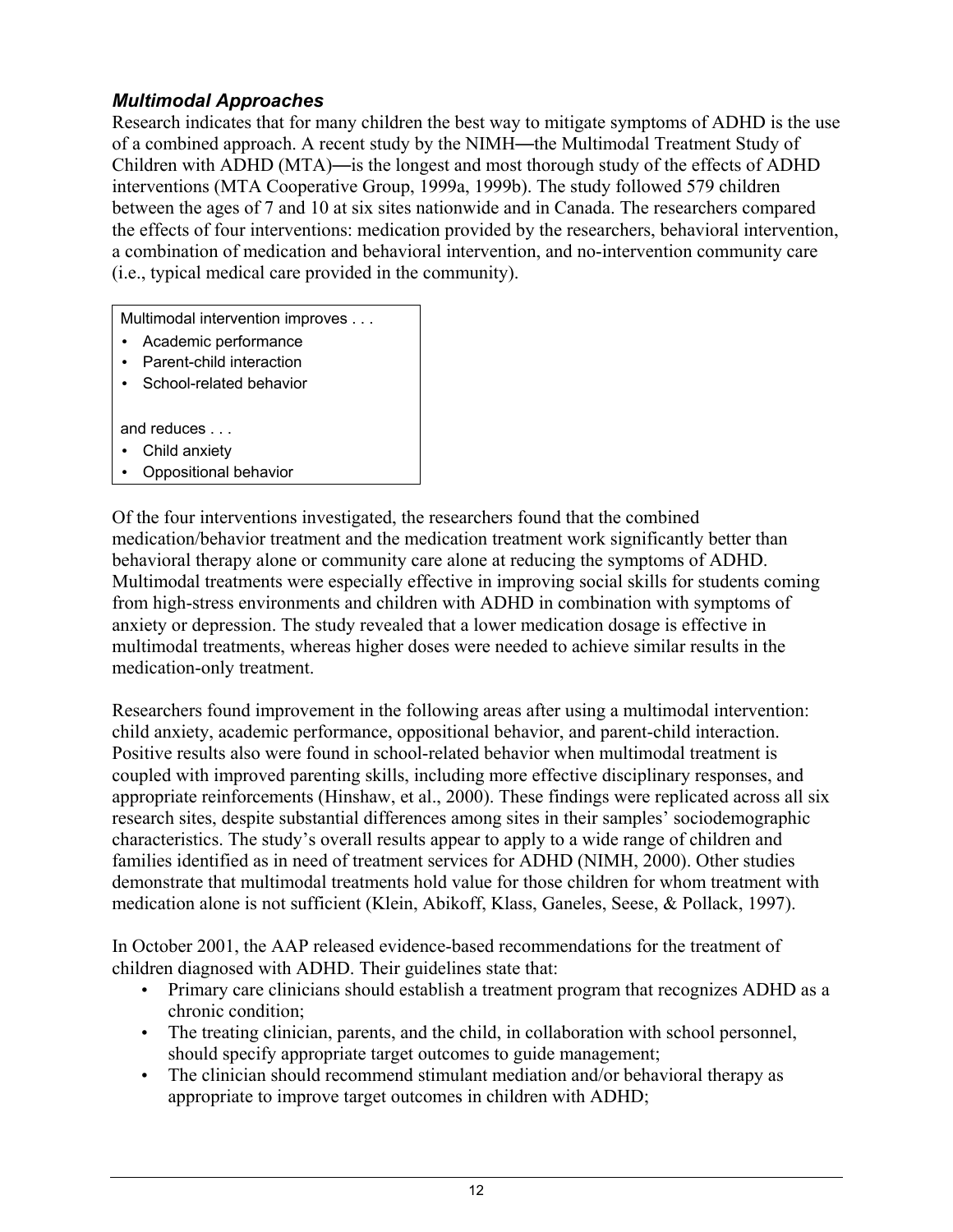### *Multimodal Approaches*

Research indicates that for many children the best way to mitigate symptoms of ADHD is the use of a combined approach. A recent study by the NIMH—the Multimodal Treatment Study of Children with ADHD (MTA)—is the longest and most thorough study of the effects of ADHD interventions (MTA Cooperative Group, 1999a, 1999b). The study followed 579 children between the ages of 7 and 10 at six sites nationwide and in Canada. The researchers compared the effects of four interventions: medication provided by the researchers, behavioral intervention, a combination of medication and behavioral intervention, and no-intervention community care (i.e., typical medical care provided in the community).

> Multimodal intervention improves . . .
> - Academic performance
> - Parent-child interaction
> - School-related behavior
>
> and reduces . . .
> - Child anxiety
> - Oppositional behavior

Of the four interventions investigated, the researchers found that the combined medication/behavior treatment and the medication treatment work significantly better than behavioral therapy alone or community care alone at reducing the symptoms of ADHD. Multimodal treatments were especially effective in improving social skills for students coming from high-stress environments and children with ADHD in combination with symptoms of anxiety or depression. The study revealed that a lower medication dosage is effective in multimodal treatments, whereas higher doses were needed to achieve similar results in the medication-only treatment.

Researchers found improvement in the following areas after using a multimodal intervention: child anxiety, academic performance, oppositional behavior, and parent-child interaction. Positive results also were found in school-related behavior when multimodal treatment is coupled with improved parenting skills, including more effective disciplinary responses, and appropriate reinforcements (Hinshaw, et al., 2000). These findings were replicated across all six research sites, despite substantial differences among sites in their samples' sociodemographic characteristics. The study's overall results appear to apply to a wide range of children and families identified as in need of treatment services for ADHD (NIMH, 2000). Other studies demonstrate that multimodal treatments hold value for those children for whom treatment with medication alone is not sufficient (Klein, Abikoff, Klass, Ganeles, Seese, & Pollack, 1997).

In October 2001, the AAP released evidence-based recommendations for the treatment of children diagnosed with ADHD. Their guidelines state that:

- Primary care clinicians should establish a treatment program that recognizes ADHD as a chronic condition;
- The treating clinician, parents, and the child, in collaboration with school personnel, should specify appropriate target outcomes to guide management;
- The clinician should recommend stimulant mediation and/or behavioral therapy as appropriate to improve target outcomes in children with ADHD;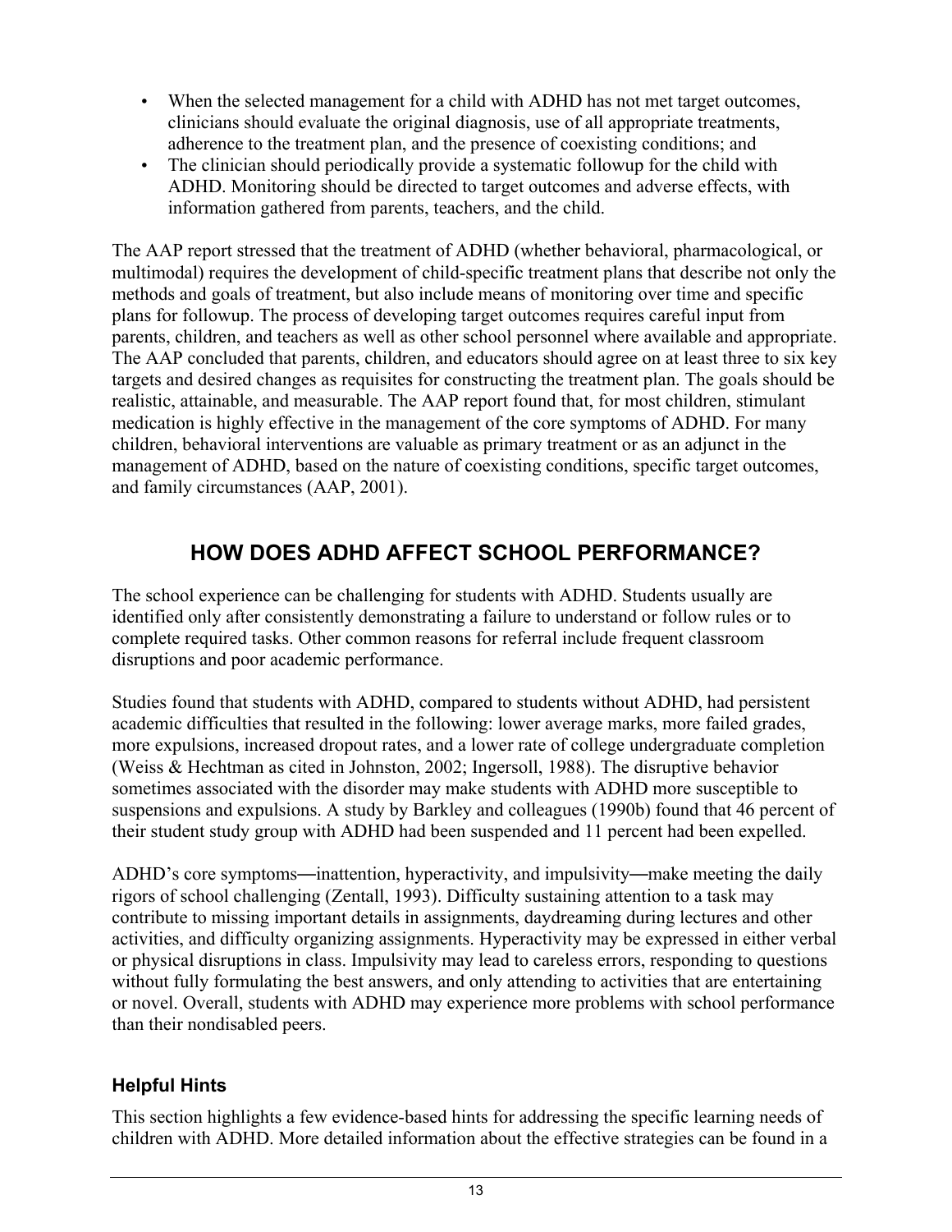- When the selected management for a child with ADHD has not met target outcomes, clinicians should evaluate the original diagnosis, use of all appropriate treatments, adherence to the treatment plan, and the presence of coexisting conditions; and
- The clinician should periodically provide a systematic followup for the child with ADHD. Monitoring should be directed to target outcomes and adverse effects, with information gathered from parents, teachers, and the child.

The AAP report stressed that the treatment of ADHD (whether behavioral, pharmacological, or multimodal) requires the development of child-specific treatment plans that describe not only the methods and goals of treatment, but also include means of monitoring over time and specific plans for followup. The process of developing target outcomes requires careful input from parents, children, and teachers as well as other school personnel where available and appropriate. The AAP concluded that parents, children, and educators should agree on at least three to six key targets and desired changes as requisites for constructing the treatment plan. The goals should be realistic, attainable, and measurable. The AAP report found that, for most children, stimulant medication is highly effective in the management of the core symptoms of ADHD. For many children, behavioral interventions are valuable as primary treatment or as an adjunct in the management of ADHD, based on the nature of coexisting conditions, specific target outcomes, and family circumstances (AAP, 2001).

## HOW DOES ADHD AFFECT SCHOOL PERFORMANCE?

The school experience can be challenging for students with ADHD. Students usually are identified only after consistently demonstrating a failure to understand or follow rules or to complete required tasks. Other common reasons for referral include frequent classroom disruptions and poor academic performance.

Studies found that students with ADHD, compared to students without ADHD, had persistent academic difficulties that resulted in the following: lower average marks, more failed grades, more expulsions, increased dropout rates, and a lower rate of college undergraduate completion (Weiss & Hechtman as cited in Johnston, 2002; Ingersoll, 1988). The disruptive behavior sometimes associated with the disorder may make students with ADHD more susceptible to suspensions and expulsions. A study by Barkley and colleagues (1990b) found that 46 percent of their student study group with ADHD had been suspended and 11 percent had been expelled.

ADHD's core symptoms―inattention, hyperactivity, and impulsivity―make meeting the daily rigors of school challenging (Zentall, 1993). Difficulty sustaining attention to a task may contribute to missing important details in assignments, daydreaming during lectures and other activities, and difficulty organizing assignments. Hyperactivity may be expressed in either verbal or physical disruptions in class. Impulsivity may lead to careless errors, responding to questions without fully formulating the best answers, and only attending to activities that are entertaining or novel. Overall, students with ADHD may experience more problems with school performance than their nondisabled peers.

### Helpful Hints

This section highlights a few evidence-based hints for addressing the specific learning needs of children with ADHD. More detailed information about the effective strategies can be found in a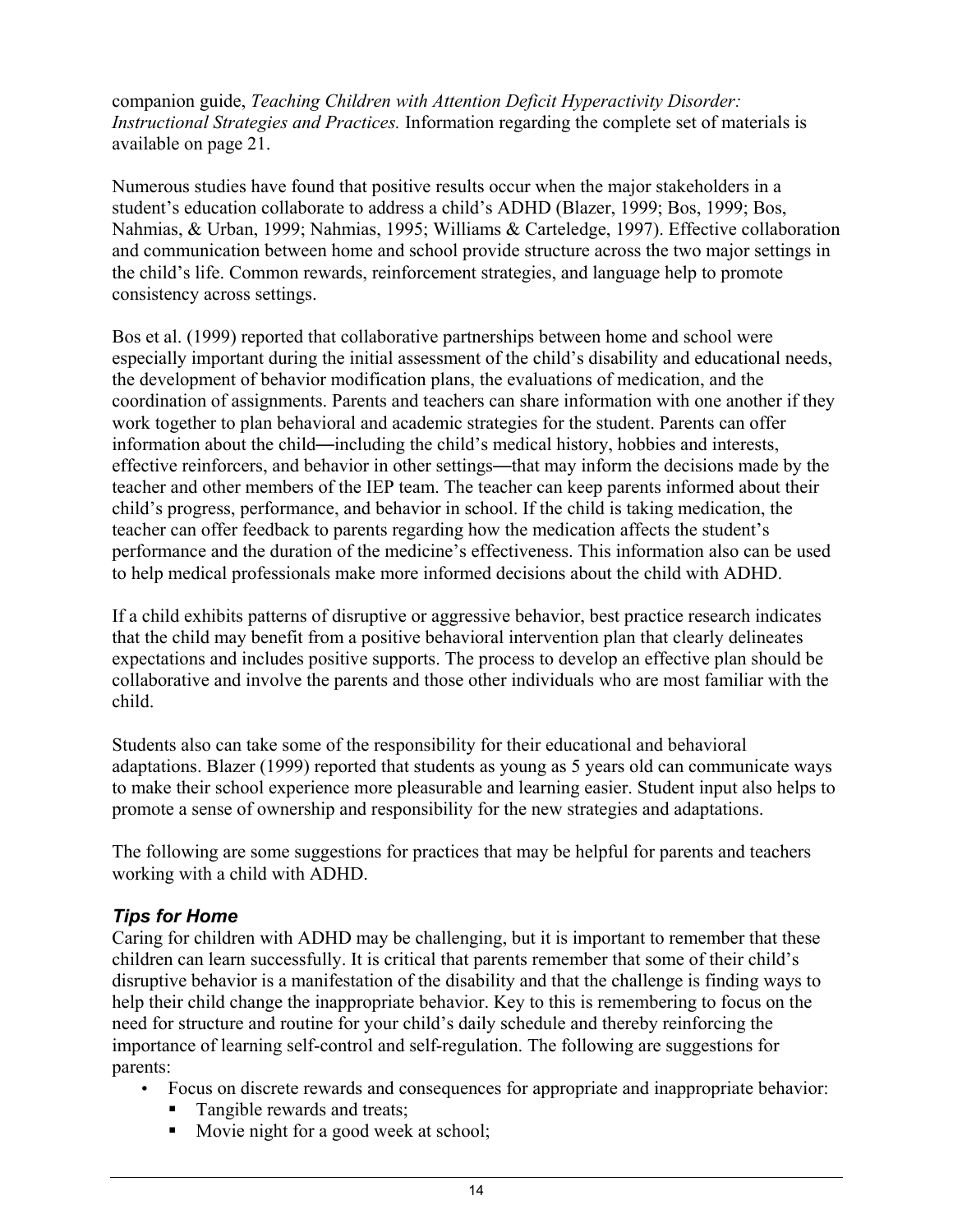companion guide, *Teaching Children with Attention Deficit Hyperactivity Disorder: Instructional Strategies and Practices.* Information regarding the complete set of materials is available on page 21.

Numerous studies have found that positive results occur when the major stakeholders in a student's education collaborate to address a child's ADHD (Blazer, 1999; Bos, 1999; Bos, Nahmias, & Urban, 1999; Nahmias, 1995; Williams & Carteledge, 1997). Effective collaboration and communication between home and school provide structure across the two major settings in the child's life. Common rewards, reinforcement strategies, and language help to promote consistency across settings.

Bos et al. (1999) reported that collaborative partnerships between home and school were especially important during the initial assessment of the child's disability and educational needs, the development of behavior modification plans, the evaluations of medication, and the coordination of assignments. Parents and teachers can share information with one another if they work together to plan behavioral and academic strategies for the student. Parents can offer information about the child—including the child's medical history, hobbies and interests, effective reinforcers, and behavior in other settings—that may inform the decisions made by the teacher and other members of the IEP team. The teacher can keep parents informed about their child's progress, performance, and behavior in school. If the child is taking medication, the teacher can offer feedback to parents regarding how the medication affects the student's performance and the duration of the medicine's effectiveness. This information also can be used to help medical professionals make more informed decisions about the child with ADHD.

If a child exhibits patterns of disruptive or aggressive behavior, best practice research indicates that the child may benefit from a positive behavioral intervention plan that clearly delineates expectations and includes positive supports. The process to develop an effective plan should be collaborative and involve the parents and those other individuals who are most familiar with the child.

Students also can take some of the responsibility for their educational and behavioral adaptations. Blazer (1999) reported that students as young as 5 years old can communicate ways to make their school experience more pleasurable and learning easier. Student input also helps to promote a sense of ownership and responsibility for the new strategies and adaptations.

The following are some suggestions for practices that may be helpful for parents and teachers working with a child with ADHD.

### *Tips for Home*

Caring for children with ADHD may be challenging, but it is important to remember that these children can learn successfully. It is critical that parents remember that some of their child's disruptive behavior is a manifestation of the disability and that the challenge is finding ways to help their child change the inappropriate behavior. Key to this is remembering to focus on the need for structure and routine for your child's daily schedule and thereby reinforcing the importance of learning self-control and self-regulation. The following are suggestions for parents:

- Focus on discrete rewards and consequences for appropriate and inappropriate behavior:
  - Tangible rewards and treats;
  - Movie night for a good week at school;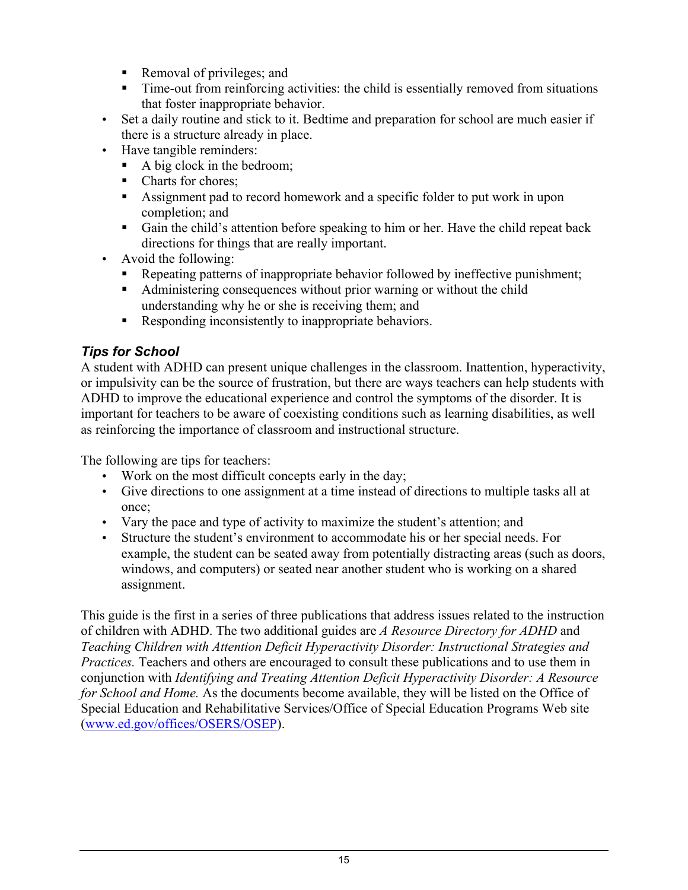- Removal of privileges; and
  - Time-out from reinforcing activities: the child is essentially removed from situations that foster inappropriate behavior.
- Set a daily routine and stick to it. Bedtime and preparation for school are much easier if there is a structure already in place.
- Have tangible reminders:
  - A big clock in the bedroom;
  - Charts for chores;
  - Assignment pad to record homework and a specific folder to put work in upon completion; and
  - Gain the child's attention before speaking to him or her. Have the child repeat back directions for things that are really important.
- Avoid the following:
  - Repeating patterns of inappropriate behavior followed by ineffective punishment;
  - Administering consequences without prior warning or without the child understanding why he or she is receiving them; and
  - Responding inconsistently to inappropriate behaviors.

### *Tips for School*

A student with ADHD can present unique challenges in the classroom. Inattention, hyperactivity, or impulsivity can be the source of frustration, but there are ways teachers can help students with ADHD to improve the educational experience and control the symptoms of the disorder. It is important for teachers to be aware of coexisting conditions such as learning disabilities, as well as reinforcing the importance of classroom and instructional structure.

The following are tips for teachers:

- Work on the most difficult concepts early in the day;
- Give directions to one assignment at a time instead of directions to multiple tasks all at once;
- Vary the pace and type of activity to maximize the student's attention; and
- Structure the student's environment to accommodate his or her special needs. For example, the student can be seated away from potentially distracting areas (such as doors, windows, and computers) or seated near another student who is working on a shared assignment.

This guide is the first in a series of three publications that address issues related to the instruction of children with ADHD. The two additional guides are *A Resource Directory for ADHD* and *Teaching Children with Attention Deficit Hyperactivity Disorder: Instructional Strategies and Practices.* Teachers and others are encouraged to consult these publications and to use them in conjunction with *Identifying and Treating Attention Deficit Hyperactivity Disorder: A Resource for School and Home.* As the documents become available, they will be listed on the Office of Special Education and Rehabilitative Services/Office of Special Education Programs Web site ([www.ed.gov/offices/OSERS/OSEP](www.ed.gov/offices/OSERS/OSEP)).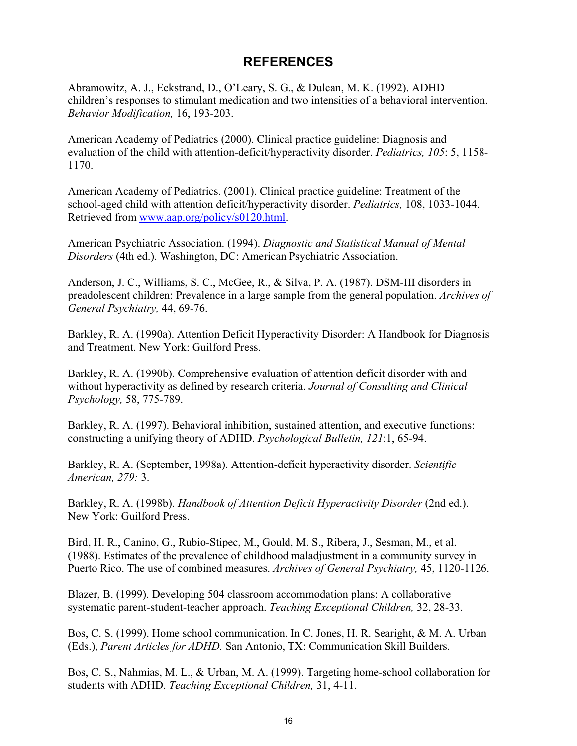## REFERENCES

Abramowitz, A. J., Eckstrand, D., O'Leary, S. G., & Dulcan, M. K. (1992). ADHD children's responses to stimulant medication and two intensities of a behavioral intervention. *Behavior Modification,* 16, 193-203.

American Academy of Pediatrics (2000). Clinical practice guideline: Diagnosis and evaluation of the child with attention-deficit/hyperactivity disorder. *Pediatrics, 105*: 5, 1158-1170.

American Academy of Pediatrics. (2001). Clinical practice guideline: Treatment of the school-aged child with attention deficit/hyperactivity disorder. *Pediatrics,* 108, 1033-1044. Retrieved from www.aap.org/policy/s0120.html.

American Psychiatric Association. (1994). *Diagnostic and Statistical Manual of Mental Disorders* (4th ed.). Washington, DC: American Psychiatric Association.

Anderson, J. C., Williams, S. C., McGee, R., & Silva, P. A. (1987). DSM-III disorders in preadolescent children: Prevalence in a large sample from the general population. *Archives of General Psychiatry,* 44, 69-76.

Barkley, R. A. (1990a). Attention Deficit Hyperactivity Disorder: A Handbook for Diagnosis and Treatment. New York: Guilford Press.

Barkley, R. A. (1990b). Comprehensive evaluation of attention deficit disorder with and without hyperactivity as defined by research criteria. *Journal of Consulting and Clinical Psychology,* 58, 775-789.

Barkley, R. A. (1997). Behavioral inhibition, sustained attention, and executive functions: constructing a unifying theory of ADHD. *Psychological Bulletin, 121*:1, 65-94.

Barkley, R. A. (September, 1998a). Attention-deficit hyperactivity disorder. *Scientific American, 279:* 3.

Barkley, R. A. (1998b). *Handbook of Attention Deficit Hyperactivity Disorder* (2nd ed.). New York: Guilford Press.

Bird, H. R., Canino, G., Rubio-Stipec, M., Gould, M. S., Ribera, J., Sesman, M., et al. (1988). Estimates of the prevalence of childhood maladjustment in a community survey in Puerto Rico. The use of combined measures. *Archives of General Psychiatry,* 45, 1120-1126.

Blazer, B. (1999). Developing 504 classroom accommodation plans: A collaborative systematic parent-student-teacher approach. *Teaching Exceptional Children,* 32, 28-33.

Bos, C. S. (1999). Home school communication. In C. Jones, H. R. Searight, & M. A. Urban (Eds.), *Parent Articles for ADHD.* San Antonio, TX: Communication Skill Builders.

Bos, C. S., Nahmias, M. L., & Urban, M. A. (1999). Targeting home-school collaboration for students with ADHD. *Teaching Exceptional Children,* 31, 4-11.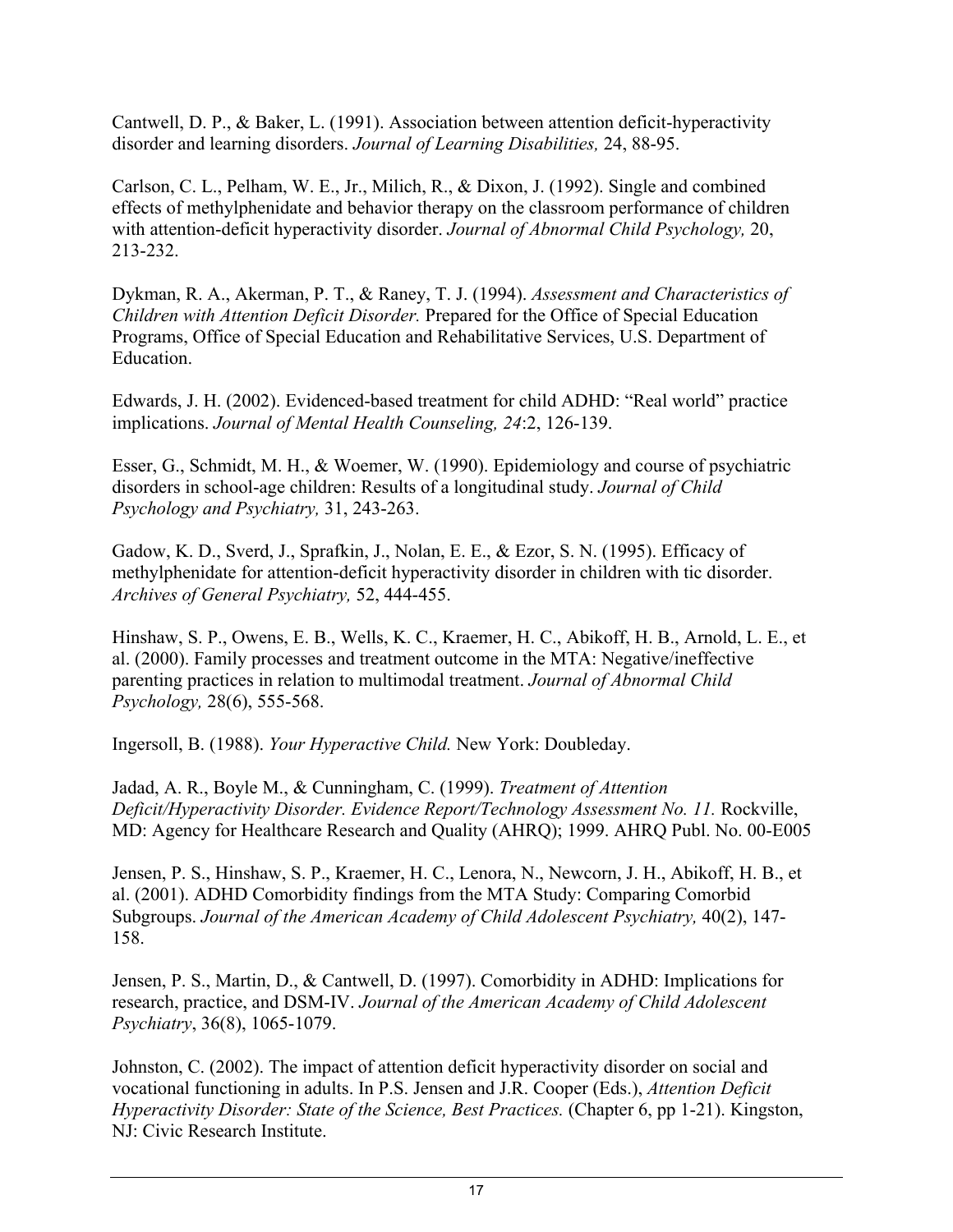Cantwell, D. P., & Baker, L. (1991). Association between attention deficit-hyperactivity disorder and learning disorders. *Journal of Learning Disabilities,* 24, 88-95.

Carlson, C. L., Pelham, W. E., Jr., Milich, R., & Dixon, J. (1992). Single and combined effects of methylphenidate and behavior therapy on the classroom performance of children with attention-deficit hyperactivity disorder. *Journal of Abnormal Child Psychology,* 20, 213-232.

Dykman, R. A., Akerman, P. T., & Raney, T. J. (1994). *Assessment and Characteristics of Children with Attention Deficit Disorder.* Prepared for the Office of Special Education Programs, Office of Special Education and Rehabilitative Services, U.S. Department of Education.

Edwards, J. H. (2002). Evidenced-based treatment for child ADHD: "Real world" practice implications. *Journal of Mental Health Counseling, 24*:2, 126-139.

Esser, G., Schmidt, M. H., & Woemer, W. (1990). Epidemiology and course of psychiatric disorders in school-age children: Results of a longitudinal study. *Journal of Child Psychology and Psychiatry,* 31, 243-263.

Gadow, K. D., Sverd, J., Sprafkin, J., Nolan, E. E., & Ezor, S. N. (1995). Efficacy of methylphenidate for attention-deficit hyperactivity disorder in children with tic disorder. *Archives of General Psychiatry,* 52, 444-455.

Hinshaw, S. P., Owens, E. B., Wells, K. C., Kraemer, H. C., Abikoff, H. B., Arnold, L. E., et al. (2000). Family processes and treatment outcome in the MTA: Negative/ineffective parenting practices in relation to multimodal treatment. *Journal of Abnormal Child Psychology,* 28(6), 555-568.

Ingersoll, B. (1988). *Your Hyperactive Child.* New York: Doubleday.

Jadad, A. R., Boyle M., & Cunningham, C. (1999). *Treatment of Attention Deficit/Hyperactivity Disorder. Evidence Report/Technology Assessment No. 11.* Rockville, MD: Agency for Healthcare Research and Quality (AHRQ); 1999. AHRQ Publ. No. 00-E005

Jensen, P. S., Hinshaw, S. P., Kraemer, H. C., Lenora, N., Newcorn, J. H., Abikoff, H. B., et al. (2001). ADHD Comorbidity findings from the MTA Study: Comparing Comorbid Subgroups. *Journal of the American Academy of Child Adolescent Psychiatry,* 40(2), 147-158.

Jensen, P. S., Martin, D., & Cantwell, D. (1997). Comorbidity in ADHD: Implications for research, practice, and DSM-IV. *Journal of the American Academy of Child Adolescent Psychiatry*, 36(8), 1065-1079.

Johnston, C. (2002). The impact of attention deficit hyperactivity disorder on social and vocational functioning in adults. In P.S. Jensen and J.R. Cooper (Eds.), *Attention Deficit Hyperactivity Disorder: State of the Science, Best Practices.* (Chapter 6, pp 1-21). Kingston, NJ: Civic Research Institute.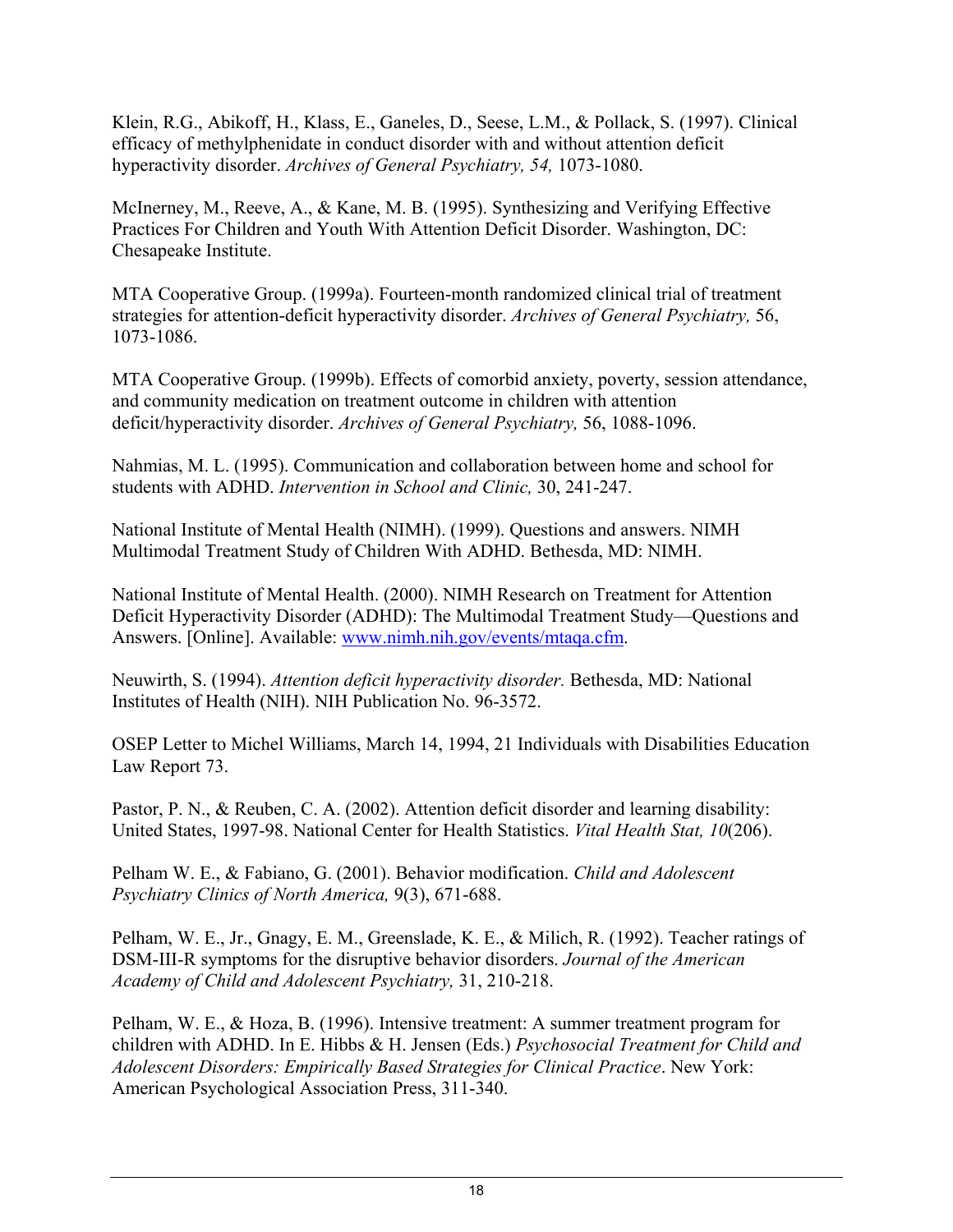Klein, R.G., Abikoff, H., Klass, E., Ganeles, D., Seese, L.M., & Pollack, S. (1997). Clinical efficacy of methylphenidate in conduct disorder with and without attention deficit hyperactivity disorder. *Archives of General Psychiatry, 54,* 1073-1080.

McInerney, M., Reeve, A., & Kane, M. B. (1995). Synthesizing and Verifying Effective Practices For Children and Youth With Attention Deficit Disorder. Washington, DC: Chesapeake Institute.

MTA Cooperative Group. (1999a). Fourteen-month randomized clinical trial of treatment strategies for attention-deficit hyperactivity disorder. *Archives of General Psychiatry,* 56, 1073-1086.

MTA Cooperative Group. (1999b). Effects of comorbid anxiety, poverty, session attendance, and community medication on treatment outcome in children with attention deficit/hyperactivity disorder. *Archives of General Psychiatry,* 56, 1088-1096.

Nahmias, M. L. (1995). Communication and collaboration between home and school for students with ADHD. *Intervention in School and Clinic,* 30, 241-247.

National Institute of Mental Health (NIMH). (1999). Questions and answers. NIMH Multimodal Treatment Study of Children With ADHD. Bethesda, MD: NIMH.

National Institute of Mental Health. (2000). NIMH Research on Treatment for Attention Deficit Hyperactivity Disorder (ADHD): The Multimodal Treatment Study—Questions and Answers. [Online]. Available: www.nimh.nih.gov/events/mtaqa.cfm.

Neuwirth, S. (1994). *Attention deficit hyperactivity disorder.* Bethesda, MD: National Institutes of Health (NIH). NIH Publication No. 96-3572.

OSEP Letter to Michel Williams, March 14, 1994, 21 Individuals with Disabilities Education Law Report 73.

Pastor, P. N., & Reuben, C. A. (2002). Attention deficit disorder and learning disability: United States, 1997-98. National Center for Health Statistics. *Vital Health Stat, 10*(206).

Pelham W. E., & Fabiano, G. (2001). Behavior modification. *Child and Adolescent Psychiatry Clinics of North America,* 9(3), 671-688.

Pelham, W. E., Jr., Gnagy, E. M., Greenslade, K. E., & Milich, R. (1992). Teacher ratings of DSM-III-R symptoms for the disruptive behavior disorders. *Journal of the American Academy of Child and Adolescent Psychiatry,* 31, 210-218.

Pelham, W. E., & Hoza, B. (1996). Intensive treatment: A summer treatment program for children with ADHD. In E. Hibbs & H. Jensen (Eds.) *Psychosocial Treatment for Child and Adolescent Disorders: Empirically Based Strategies for Clinical Practice*. New York: American Psychological Association Press, 311-340.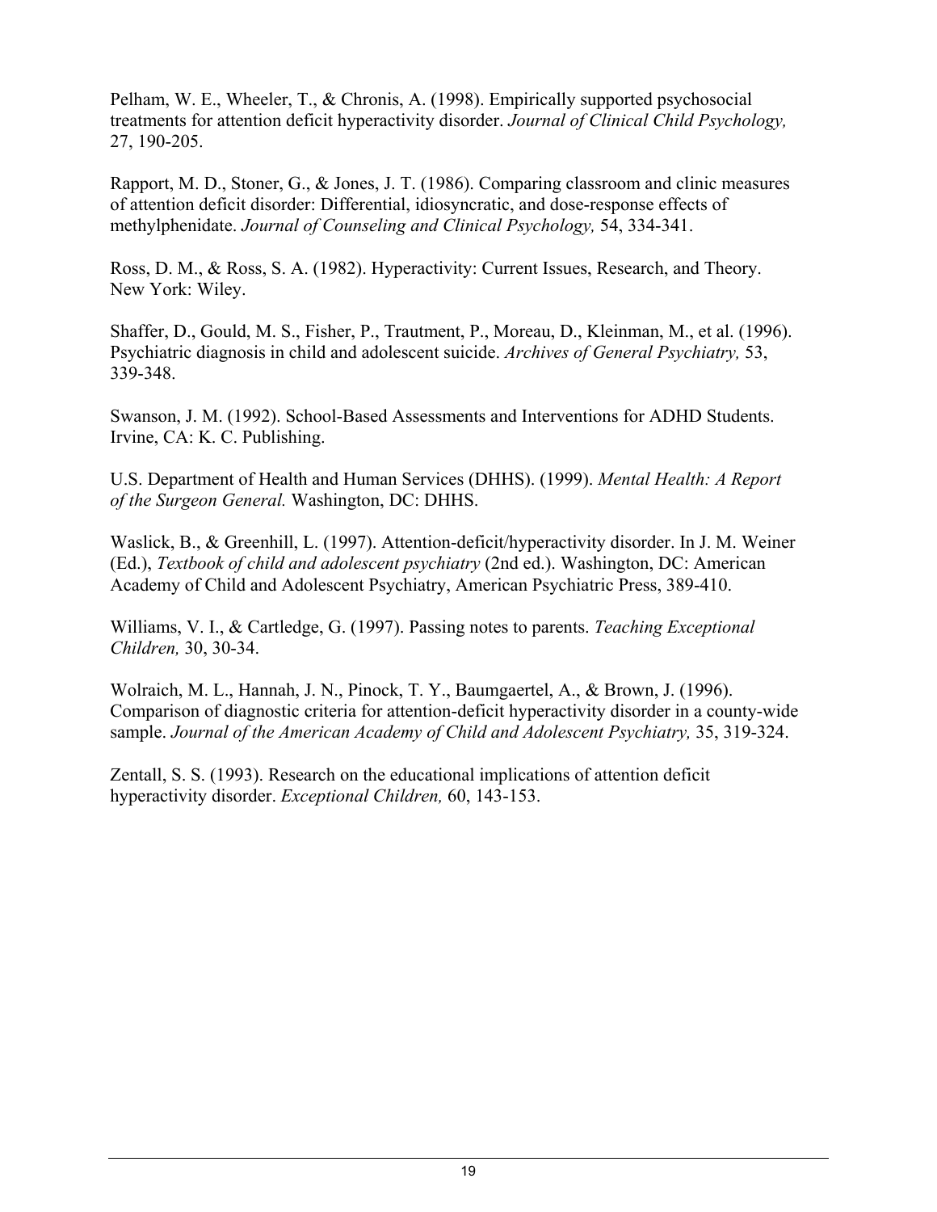Pelham, W. E., Wheeler, T., & Chronis, A. (1998). Empirically supported psychosocial treatments for attention deficit hyperactivity disorder. *Journal of Clinical Child Psychology,* 27, 190-205.

Rapport, M. D., Stoner, G., & Jones, J. T. (1986). Comparing classroom and clinic measures of attention deficit disorder: Differential, idiosyncratic, and dose-response effects of methylphenidate. *Journal of Counseling and Clinical Psychology,* 54, 334-341.

Ross, D. M., & Ross, S. A. (1982). Hyperactivity: Current Issues, Research, and Theory. New York: Wiley.

Shaffer, D., Gould, M. S., Fisher, P., Trautment, P., Moreau, D., Kleinman, M., et al. (1996). Psychiatric diagnosis in child and adolescent suicide. *Archives of General Psychiatry,* 53, 339-348.

Swanson, J. M. (1992). School-Based Assessments and Interventions for ADHD Students. Irvine, CA: K. C. Publishing.

U.S. Department of Health and Human Services (DHHS). (1999). *Mental Health: A Report of the Surgeon General.* Washington, DC: DHHS.

Waslick, B., & Greenhill, L. (1997). Attention-deficit/hyperactivity disorder. In J. M. Weiner (Ed.), *Textbook of child and adolescent psychiatry* (2nd ed.). Washington, DC: American Academy of Child and Adolescent Psychiatry, American Psychiatric Press, 389-410.

Williams, V. I., & Cartledge, G. (1997). Passing notes to parents. *Teaching Exceptional Children,* 30, 30-34.

Wolraich, M. L., Hannah, J. N., Pinock, T. Y., Baumgaertel, A., & Brown, J. (1996). Comparison of diagnostic criteria for attention-deficit hyperactivity disorder in a county-wide sample. *Journal of the American Academy of Child and Adolescent Psychiatry,* 35, 319-324.

Zentall, S. S. (1993). Research on the educational implications of attention deficit hyperactivity disorder. *Exceptional Children,* 60, 143-153.